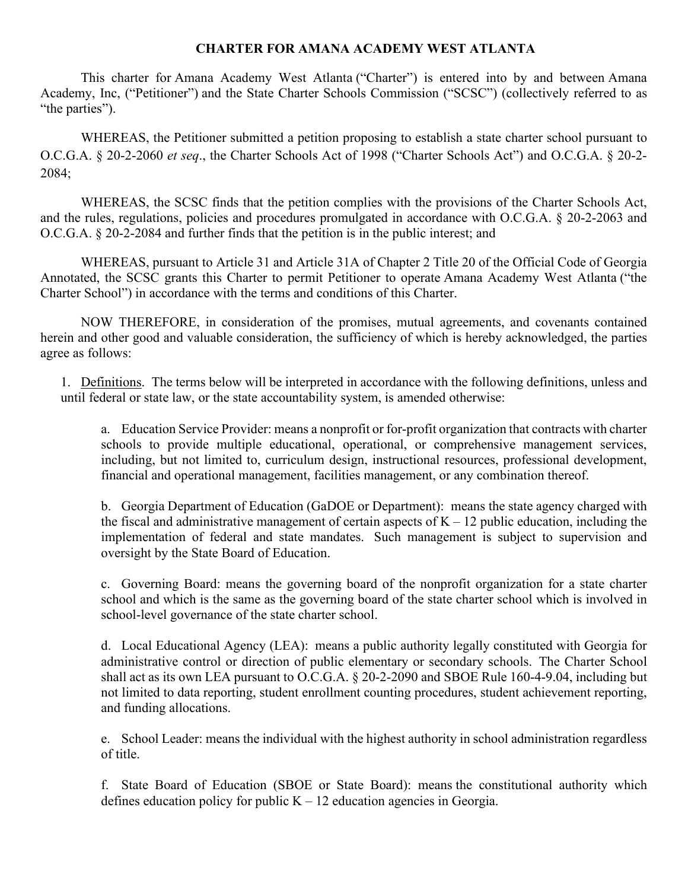# CHARTER FOR AMANA ACADEMY WEST ATLANTA

This charter for Amana Academy West Atlanta ("Charter") is entered into by and between Amana Academy, Inc, ("Petitioner") and the State Charter Schools Commission ("SCSC") (collectively referred to as "the parties").

WHEREAS, the Petitioner submitted a petition proposing to establish a state charter school pursuant to O.C.G.A. § 20-2-2060 *et seq*., the Charter Schools Act of 1998 ("Charter Schools Act") and O.C.G.A. § 20-2-2084;

WHEREAS, the SCSC finds that the petition complies with the provisions of the Charter Schools Act, and the rules, regulations, policies and procedures promulgated in accordance with O.C.G.A. § 20-2-2063 and O.C.G.A. § 20-2-2084 and further finds that the petition is in the public interest; and

WHEREAS, pursuant to Article 31 and Article 31A of Chapter 2 Title 20 of the Official Code of Georgia Annotated, the SCSC grants this Charter to permit Petitioner to operate Amana Academy West Atlanta ("the Charter School") in accordance with the terms and conditions of this Charter.

NOW THEREFORE, in consideration of the promises, mutual agreements, and covenants contained herein and other good and valuable consideration, the sufficiency of which is hereby acknowledged, the parties agree as follows:

1. Definitions. The terms below will be interpreted in accordance with the following definitions, unless and until federal or state law, or the state accountability system, is amended otherwise:

   a. Education Service Provider: means a nonprofit or for-profit organization that contracts with charter schools to provide multiple educational, operational, or comprehensive management services, including, but not limited to, curriculum design, instructional resources, professional development, financial and operational management, facilities management, or any combination thereof.

   b. Georgia Department of Education (GaDOE or Department): means the state agency charged with the fiscal and administrative management of certain aspects of K – 12 public education, including the implementation of federal and state mandates. Such management is subject to supervision and oversight by the State Board of Education.

   c. Governing Board: means the governing board of the nonprofit organization for a state charter school and which is the same as the governing board of the state charter school which is involved in school-level governance of the state charter school.

   d. Local Educational Agency (LEA): means a public authority legally constituted with Georgia for administrative control or direction of public elementary or secondary schools. The Charter School shall act as its own LEA pursuant to O.C.G.A. § 20-2-2090 and SBOE Rule 160-4-9.04, including but not limited to data reporting, student enrollment counting procedures, student achievement reporting, and funding allocations.

   e. School Leader: means the individual with the highest authority in school administration regardless of title.

   f. State Board of Education (SBOE or State Board): means the constitutional authority which defines education policy for public K – 12 education agencies in Georgia.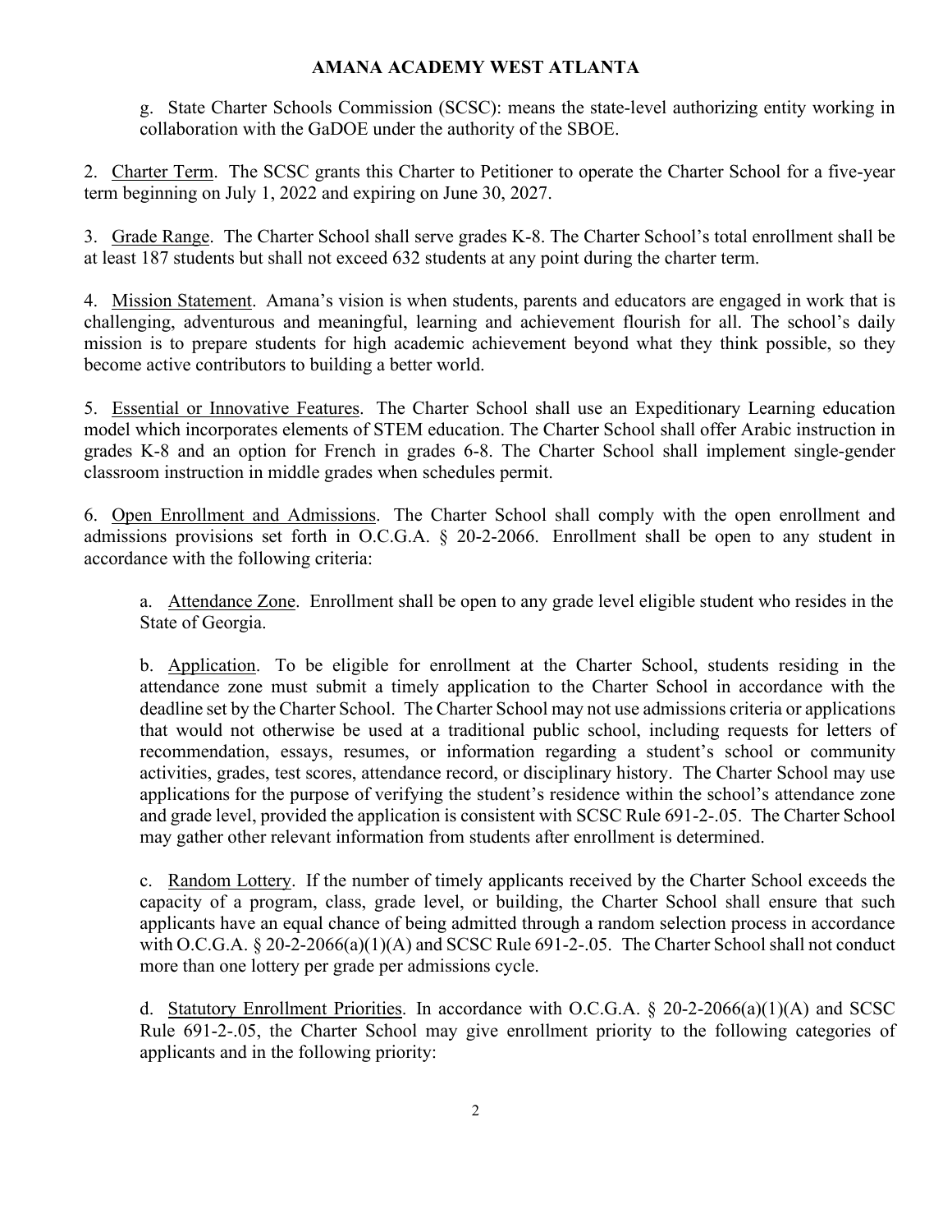g. State Charter Schools Commission (SCSC): means the state-level authorizing entity working in collaboration with the GaDOE under the authority of the SBOE.

2. Charter Term. The SCSC grants this Charter to Petitioner to operate the Charter School for a five-year term beginning on July 1, 2022 and expiring on June 30, 2027.

3. Grade Range. The Charter School shall serve grades K-8. The Charter School's total enrollment shall be at least 187 students but shall not exceed 632 students at any point during the charter term.

4. Mission Statement. Amana's vision is when students, parents and educators are engaged in work that is challenging, adventurous and meaningful, learning and achievement flourish for all. The school's daily mission is to prepare students for high academic achievement beyond what they think possible, so they become active contributors to building a better world.

5. Essential or Innovative Features. The Charter School shall use an Expeditionary Learning education model which incorporates elements of STEM education. The Charter School shall offer Arabic instruction in grades K-8 and an option for French in grades 6-8. The Charter School shall implement single-gender classroom instruction in middle grades when schedules permit.

6. Open Enrollment and Admissions. The Charter School shall comply with the open enrollment and admissions provisions set forth in O.C.G.A. § 20-2-2066. Enrollment shall be open to any student in accordance with the following criteria:

a. Attendance Zone. Enrollment shall be open to any grade level eligible student who resides in the State of Georgia.

b. Application. To be eligible for enrollment at the Charter School, students residing in the attendance zone must submit a timely application to the Charter School in accordance with the deadline set by the Charter School. The Charter School may not use admissions criteria or applications that would not otherwise be used at a traditional public school, including requests for letters of recommendation, essays, resumes, or information regarding a student's school or community activities, grades, test scores, attendance record, or disciplinary history. The Charter School may use applications for the purpose of verifying the student's residence within the school's attendance zone and grade level, provided the application is consistent with SCSC Rule 691-2-.05. The Charter School may gather other relevant information from students after enrollment is determined.

c. Random Lottery. If the number of timely applicants received by the Charter School exceeds the capacity of a program, class, grade level, or building, the Charter School shall ensure that such applicants have an equal chance of being admitted through a random selection process in accordance with O.C.G.A. § 20-2-2066(a)(1)(A) and SCSC Rule 691-2-.05. The Charter School shall not conduct more than one lottery per grade per admissions cycle.

d. Statutory Enrollment Priorities. In accordance with O.C.G.A. § 20-2-2066(a)(1)(A) and SCSC Rule 691-2-.05, the Charter School may give enrollment priority to the following categories of applicants and in the following priority: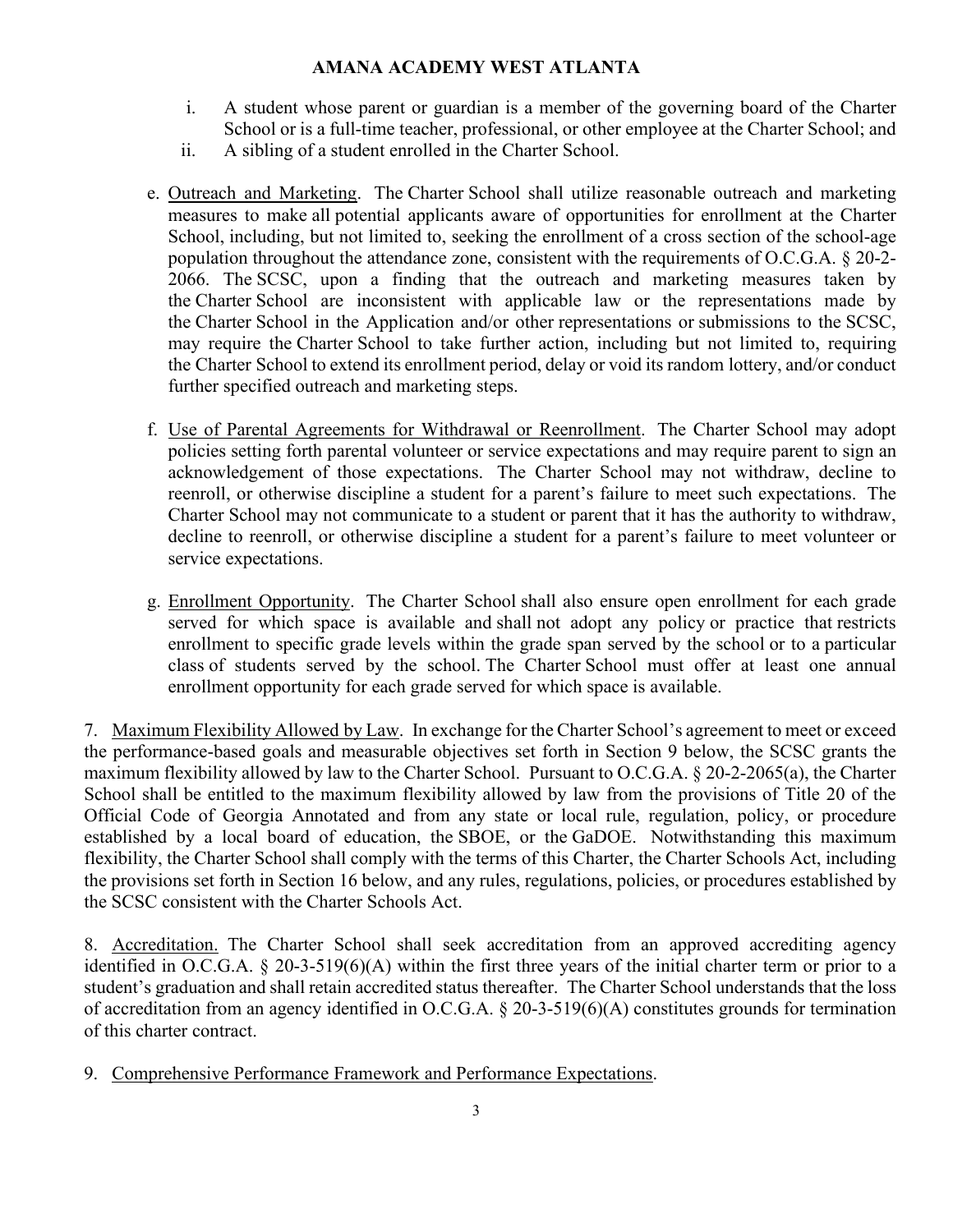i. A student whose parent or guardian is a member of the governing board of the Charter School or is a full-time teacher, professional, or other employee at the Charter School; and
ii. A sibling of a student enrolled in the Charter School.

e. Outreach and Marketing. The Charter School shall utilize reasonable outreach and marketing measures to make all potential applicants aware of opportunities for enrollment at the Charter School, including, but not limited to, seeking the enrollment of a cross section of the school-age population throughout the attendance zone, consistent with the requirements of O.C.G.A. § 20-2-2066. The SCSC, upon a finding that the outreach and marketing measures taken by the Charter School are inconsistent with applicable law or the representations made by the Charter School in the Application and/or other representations or submissions to the SCSC, may require the Charter School to take further action, including but not limited to, requiring the Charter School to extend its enrollment period, delay or void its random lottery, and/or conduct further specified outreach and marketing steps.

f. Use of Parental Agreements for Withdrawal or Reenrollment. The Charter School may adopt policies setting forth parental volunteer or service expectations and may require parent to sign an acknowledgement of those expectations. The Charter School may not withdraw, decline to reenroll, or otherwise discipline a student for a parent's failure to meet such expectations. The Charter School may not communicate to a student or parent that it has the authority to withdraw, decline to reenroll, or otherwise discipline a student for a parent's failure to meet volunteer or service expectations.

g. Enrollment Opportunity. The Charter School shall also ensure open enrollment for each grade served for which space is available and shall not adopt any policy or practice that restricts enrollment to specific grade levels within the grade span served by the school or to a particular class of students served by the school. The Charter School must offer at least one annual enrollment opportunity for each grade served for which space is available.

7. Maximum Flexibility Allowed by Law. In exchange for the Charter School's agreement to meet or exceed the performance-based goals and measurable objectives set forth in Section 9 below, the SCSC grants the maximum flexibility allowed by law to the Charter School. Pursuant to O.C.G.A. § 20-2-2065(a), the Charter School shall be entitled to the maximum flexibility allowed by law from the provisions of Title 20 of the Official Code of Georgia Annotated and from any state or local rule, regulation, policy, or procedure established by a local board of education, the SBOE, or the GaDOE. Notwithstanding this maximum flexibility, the Charter School shall comply with the terms of this Charter, the Charter Schools Act, including the provisions set forth in Section 16 below, and any rules, regulations, policies, or procedures established by the SCSC consistent with the Charter Schools Act.

8. Accreditation. The Charter School shall seek accreditation from an approved accrediting agency identified in O.C.G.A. § 20-3-519(6)(A) within the first three years of the initial charter term or prior to a student's graduation and shall retain accredited status thereafter. The Charter School understands that the loss of accreditation from an agency identified in O.C.G.A. § 20-3-519(6)(A) constitutes grounds for termination of this charter contract.

9. Comprehensive Performance Framework and Performance Expectations.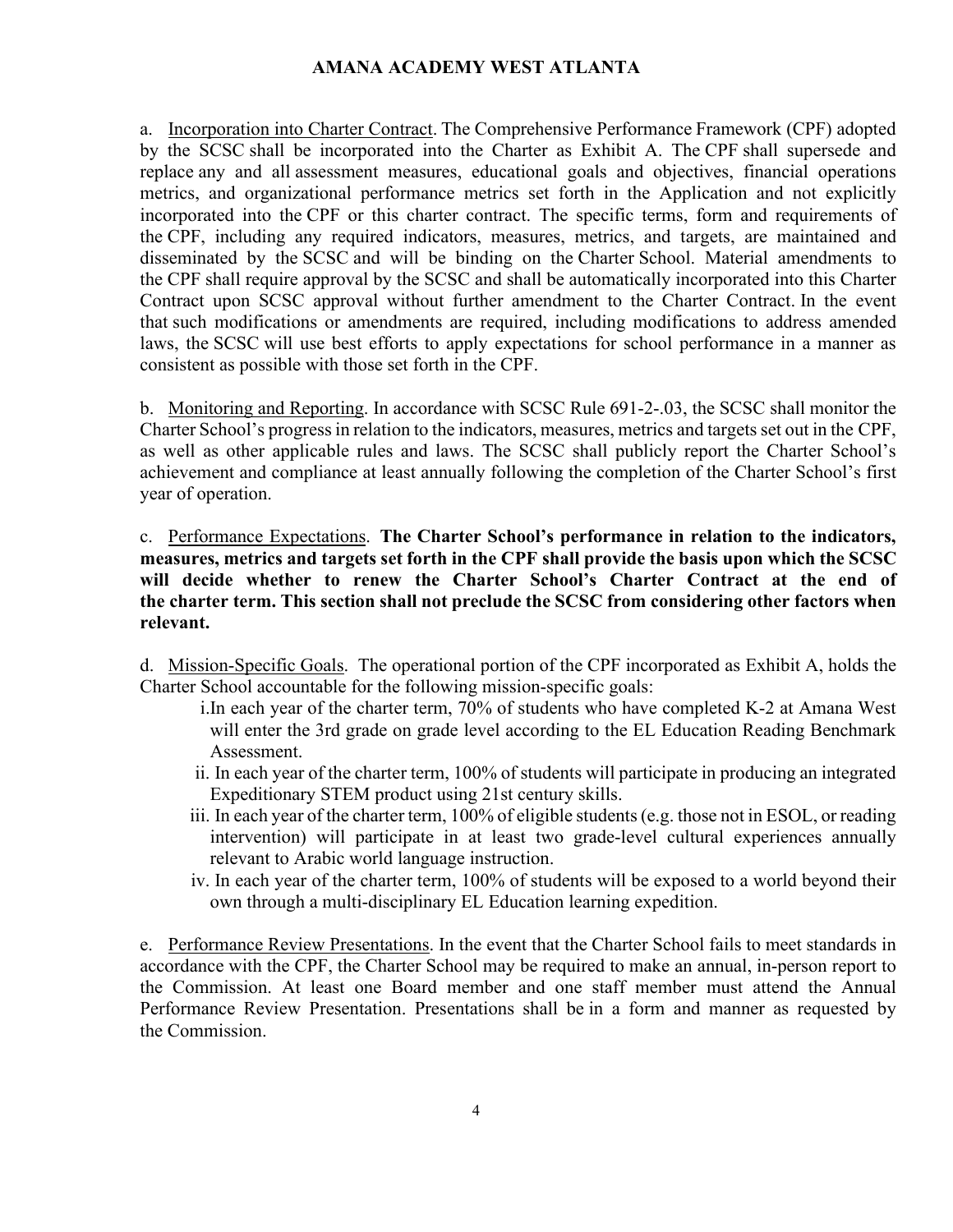a. Incorporation into Charter Contract. The Comprehensive Performance Framework (CPF) adopted by the SCSC shall be incorporated into the Charter as Exhibit A. The CPF shall supersede and replace any and all assessment measures, educational goals and objectives, financial operations metrics, and organizational performance metrics set forth in the Application and not explicitly incorporated into the CPF or this charter contract. The specific terms, form and requirements of the CPF, including any required indicators, measures, metrics, and targets, are maintained and disseminated by the SCSC and will be binding on the Charter School. Material amendments to the CPF shall require approval by the SCSC and shall be automatically incorporated into this Charter Contract upon SCSC approval without further amendment to the Charter Contract. In the event that such modifications or amendments are required, including modifications to address amended laws, the SCSC will use best efforts to apply expectations for school performance in a manner as consistent as possible with those set forth in the CPF.

b. Monitoring and Reporting. In accordance with SCSC Rule 691-2-.03, the SCSC shall monitor the Charter School's progress in relation to the indicators, measures, metrics and targets set out in the CPF, as well as other applicable rules and laws. The SCSC shall publicly report the Charter School's achievement and compliance at least annually following the completion of the Charter School's first year of operation.

c. Performance Expectations. **The Charter School's performance in relation to the indicators, measures, metrics and targets set forth in the CPF shall provide the basis upon which the SCSC will decide whether to renew the Charter School's Charter Contract at the end of the charter term. This section shall not preclude the SCSC from considering other factors when relevant.**

d. Mission-Specific Goals. The operational portion of the CPF incorporated as Exhibit A, holds the Charter School accountable for the following mission-specific goals:

i. In each year of the charter term, 70% of students who have completed K-2 at Amana West will enter the 3rd grade on grade level according to the EL Education Reading Benchmark Assessment.

ii. In each year of the charter term, 100% of students will participate in producing an integrated Expeditionary STEM product using 21st century skills.

iii. In each year of the charter term, 100% of eligible students (e.g. those not in ESOL, or reading intervention) will participate in at least two grade-level cultural experiences annually relevant to Arabic world language instruction.

iv. In each year of the charter term, 100% of students will be exposed to a world beyond their own through a multi-disciplinary EL Education learning expedition.

e. Performance Review Presentations. In the event that the Charter School fails to meet standards in accordance with the CPF, the Charter School may be required to make an annual, in-person report to the Commission. At least one Board member and one staff member must attend the Annual Performance Review Presentation. Presentations shall be in a form and manner as requested by the Commission.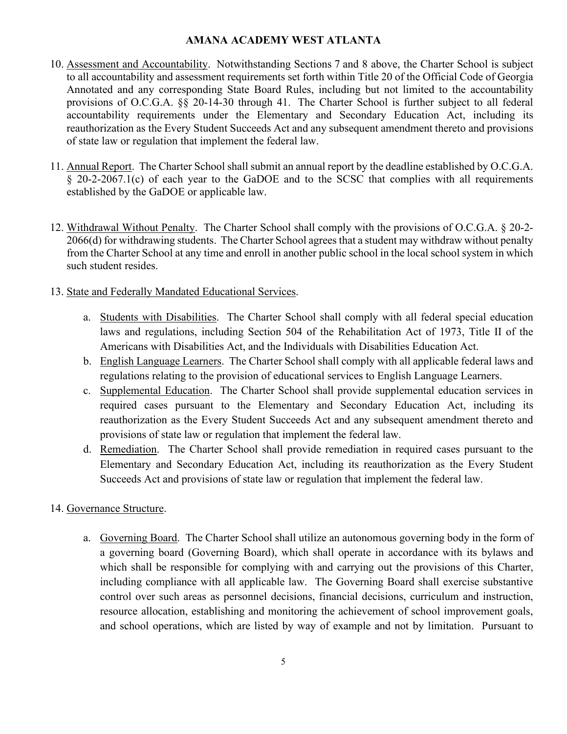10. Assessment and Accountability. Notwithstanding Sections 7 and 8 above, the Charter School is subject to all accountability and assessment requirements set forth within Title 20 of the Official Code of Georgia Annotated and any corresponding State Board Rules, including but not limited to the accountability provisions of O.C.G.A. §§ 20-14-30 through 41. The Charter School is further subject to all federal accountability requirements under the Elementary and Secondary Education Act, including its reauthorization as the Every Student Succeeds Act and any subsequent amendment thereto and provisions of state law or regulation that implement the federal law.

11. Annual Report. The Charter School shall submit an annual report by the deadline established by O.C.G.A. § 20-2-2067.1(c) of each year to the GaDOE and to the SCSC that complies with all requirements established by the GaDOE or applicable law.

12. Withdrawal Without Penalty. The Charter School shall comply with the provisions of O.C.G.A. § 20-2-2066(d) for withdrawing students. The Charter School agrees that a student may withdraw without penalty from the Charter School at any time and enroll in another public school in the local school system in which such student resides.

13. State and Federally Mandated Educational Services.

    a. Students with Disabilities. The Charter School shall comply with all federal special education laws and regulations, including Section 504 of the Rehabilitation Act of 1973, Title II of the Americans with Disabilities Act, and the Individuals with Disabilities Education Act.
    b. English Language Learners. The Charter School shall comply with all applicable federal laws and regulations relating to the provision of educational services to English Language Learners.
    c. Supplemental Education. The Charter School shall provide supplemental education services in required cases pursuant to the Elementary and Secondary Education Act, including its reauthorization as the Every Student Succeeds Act and any subsequent amendment thereto and provisions of state law or regulation that implement the federal law.
    d. Remediation. The Charter School shall provide remediation in required cases pursuant to the Elementary and Secondary Education Act, including its reauthorization as the Every Student Succeeds Act and provisions of state law or regulation that implement the federal law.

14. Governance Structure.

    a. Governing Board. The Charter School shall utilize an autonomous governing body in the form of a governing board (Governing Board), which shall operate in accordance with its bylaws and which shall be responsible for complying with and carrying out the provisions of this Charter, including compliance with all applicable law. The Governing Board shall exercise substantive control over such areas as personnel decisions, financial decisions, curriculum and instruction, resource allocation, establishing and monitoring the achievement of school improvement goals, and school operations, which are listed by way of example and not by limitation. Pursuant to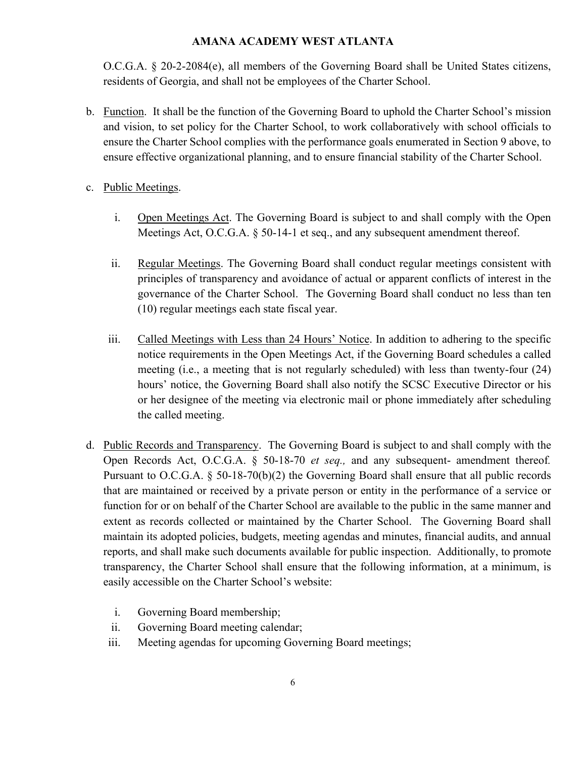O.C.G.A. § 20-2-2084(e), all members of the Governing Board shall be United States citizens, residents of Georgia, and shall not be employees of the Charter School.

b. Function. It shall be the function of the Governing Board to uphold the Charter School's mission and vision, to set policy for the Charter School, to work collaboratively with school officials to ensure the Charter School complies with the performance goals enumerated in Section 9 above, to ensure effective organizational planning, and to ensure financial stability of the Charter School.

c. Public Meetings.

   i. Open Meetings Act. The Governing Board is subject to and shall comply with the Open Meetings Act, O.C.G.A. § 50-14-1 et seq., and any subsequent amendment thereof.

   ii. Regular Meetings. The Governing Board shall conduct regular meetings consistent with principles of transparency and avoidance of actual or apparent conflicts of interest in the governance of the Charter School. The Governing Board shall conduct no less than ten (10) regular meetings each state fiscal year.

   iii. Called Meetings with Less than 24 Hours' Notice. In addition to adhering to the specific notice requirements in the Open Meetings Act, if the Governing Board schedules a called meeting (i.e., a meeting that is not regularly scheduled) with less than twenty-four (24) hours' notice, the Governing Board shall also notify the SCSC Executive Director or his or her designee of the meeting via electronic mail or phone immediately after scheduling the called meeting.

d. Public Records and Transparency. The Governing Board is subject to and shall comply with the Open Records Act, O.C.G.A. § 50-18-70 *et seq.,* and any subsequent- amendment thereof. Pursuant to O.C.G.A. § 50-18-70(b)(2) the Governing Board shall ensure that all public records that are maintained or received by a private person or entity in the performance of a service or function for or on behalf of the Charter School are available to the public in the same manner and extent as records collected or maintained by the Charter School. The Governing Board shall maintain its adopted policies, budgets, meeting agendas and minutes, financial audits, and annual reports, and shall make such documents available for public inspection. Additionally, to promote transparency, the Charter School shall ensure that the following information, at a minimum, is easily accessible on the Charter School's website:

   i. Governing Board membership;
   ii. Governing Board meeting calendar;
   iii. Meeting agendas for upcoming Governing Board meetings;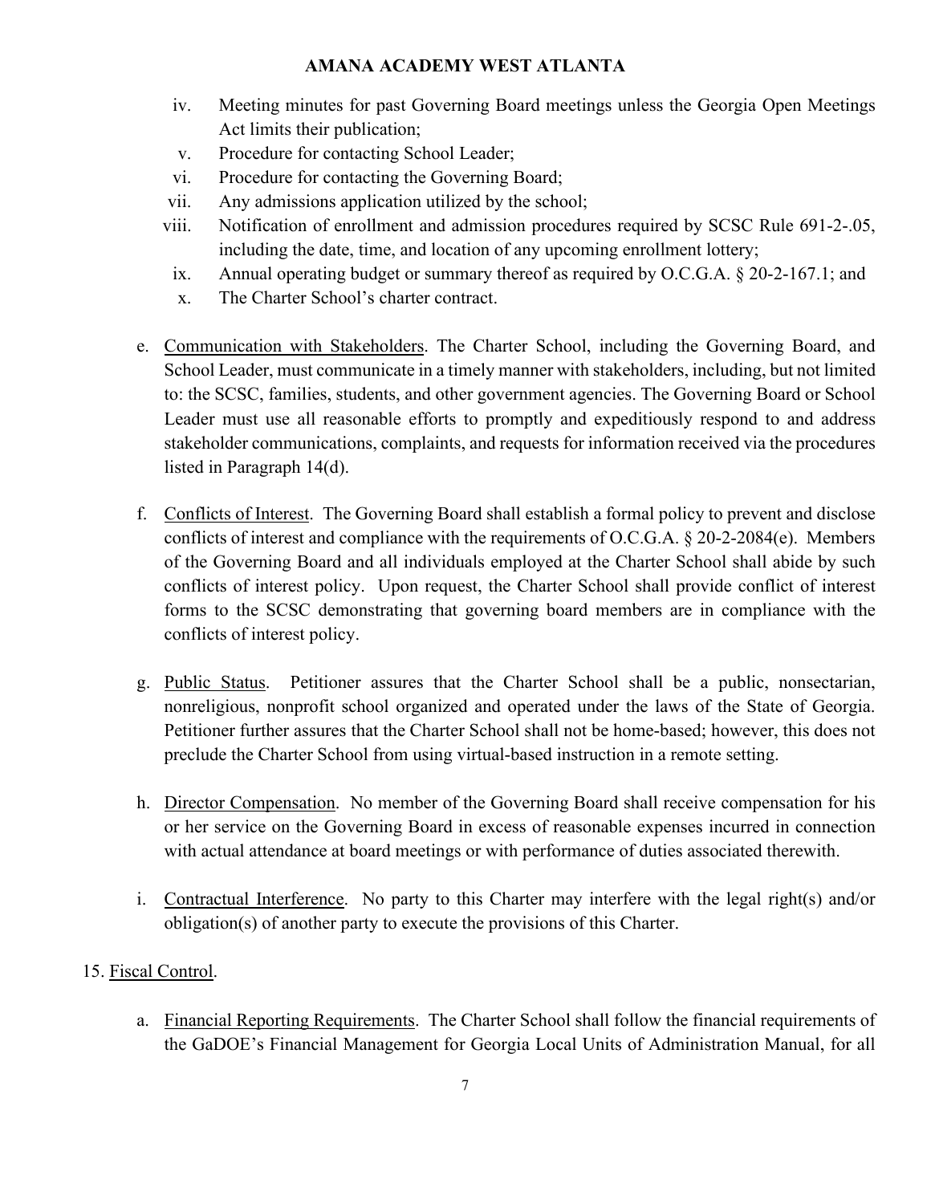iv. Meeting minutes for past Governing Board meetings unless the Georgia Open Meetings Act limits their publication;
v. Procedure for contacting School Leader;
vi. Procedure for contacting the Governing Board;
vii. Any admissions application utilized by the school;
viii. Notification of enrollment and admission procedures required by SCSC Rule 691-2-.05, including the date, time, and location of any upcoming enrollment lottery;
ix. Annual operating budget or summary thereof as required by O.C.G.A. § 20-2-167.1; and
x. The Charter School's charter contract.

e. Communication with Stakeholders. The Charter School, including the Governing Board, and School Leader, must communicate in a timely manner with stakeholders, including, but not limited to: the SCSC, families, students, and other government agencies. The Governing Board or School Leader must use all reasonable efforts to promptly and expeditiously respond to and address stakeholder communications, complaints, and requests for information received via the procedures listed in Paragraph 14(d).

f. Conflicts of Interest. The Governing Board shall establish a formal policy to prevent and disclose conflicts of interest and compliance with the requirements of O.C.G.A. § 20-2-2084(e). Members of the Governing Board and all individuals employed at the Charter School shall abide by such conflicts of interest policy. Upon request, the Charter School shall provide conflict of interest forms to the SCSC demonstrating that governing board members are in compliance with the conflicts of interest policy.

g. Public Status. Petitioner assures that the Charter School shall be a public, nonsectarian, nonreligious, nonprofit school organized and operated under the laws of the State of Georgia. Petitioner further assures that the Charter School shall not be home-based; however, this does not preclude the Charter School from using virtual-based instruction in a remote setting.

h. Director Compensation. No member of the Governing Board shall receive compensation for his or her service on the Governing Board in excess of reasonable expenses incurred in connection with actual attendance at board meetings or with performance of duties associated therewith.

i. Contractual Interference. No party to this Charter may interfere with the legal right(s) and/or obligation(s) of another party to execute the provisions of this Charter.

15. Fiscal Control.

a. Financial Reporting Requirements. The Charter School shall follow the financial requirements of the GaDOE's Financial Management for Georgia Local Units of Administration Manual, for all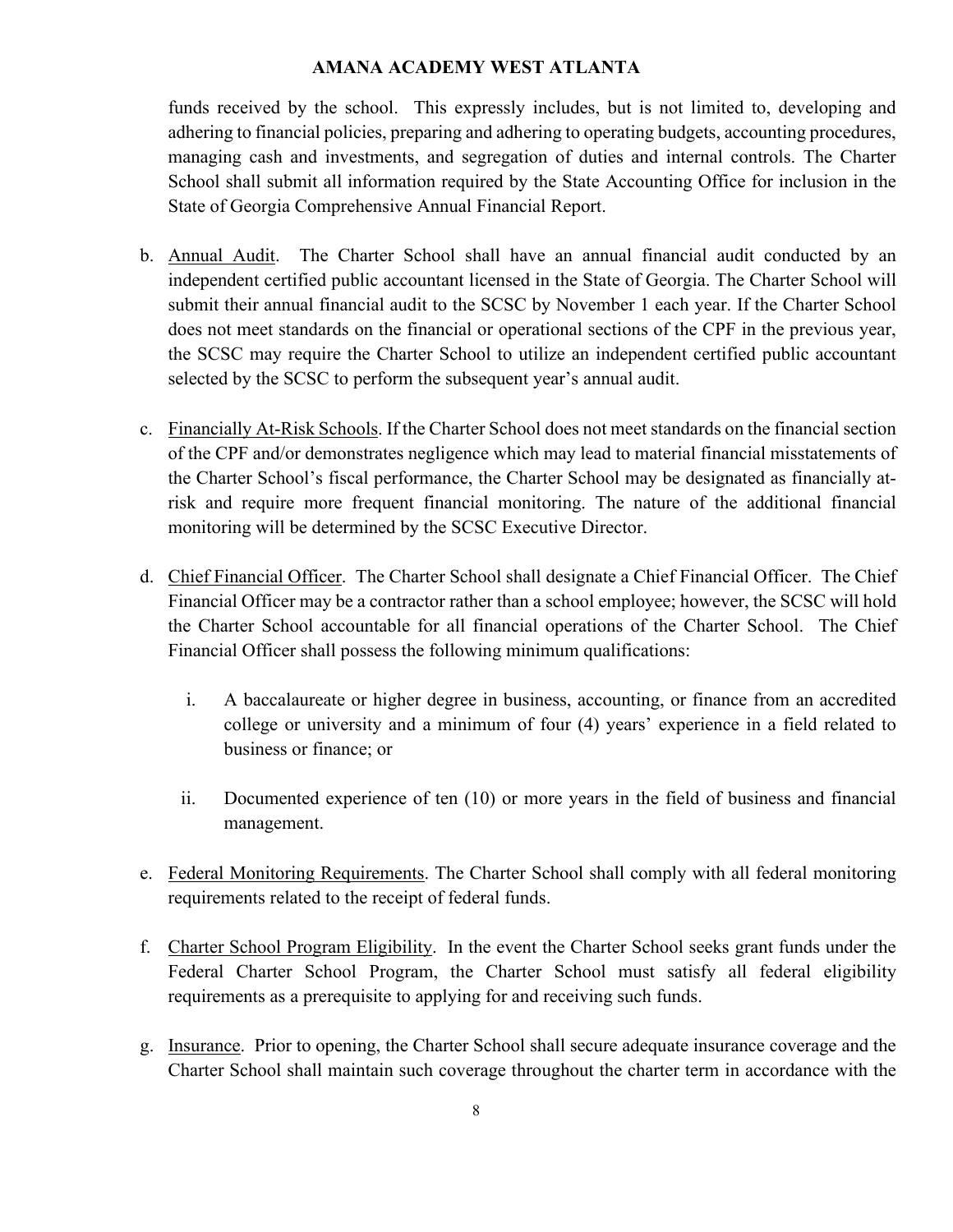funds received by the school. This expressly includes, but is not limited to, developing and adhering to financial policies, preparing and adhering to operating budgets, accounting procedures, managing cash and investments, and segregation of duties and internal controls. The Charter School shall submit all information required by the State Accounting Office for inclusion in the State of Georgia Comprehensive Annual Financial Report.

b. Annual Audit. The Charter School shall have an annual financial audit conducted by an independent certified public accountant licensed in the State of Georgia. The Charter School will submit their annual financial audit to the SCSC by November 1 each year. If the Charter School does not meet standards on the financial or operational sections of the CPF in the previous year, the SCSC may require the Charter School to utilize an independent certified public accountant selected by the SCSC to perform the subsequent year's annual audit.

c. Financially At-Risk Schools. If the Charter School does not meet standards on the financial section of the CPF and/or demonstrates negligence which may lead to material financial misstatements of the Charter School's fiscal performance, the Charter School may be designated as financially at-risk and require more frequent financial monitoring. The nature of the additional financial monitoring will be determined by the SCSC Executive Director.

d. Chief Financial Officer. The Charter School shall designate a Chief Financial Officer. The Chief Financial Officer may be a contractor rather than a school employee; however, the SCSC will hold the Charter School accountable for all financial operations of the Charter School. The Chief Financial Officer shall possess the following minimum qualifications:

    i. A baccalaureate or higher degree in business, accounting, or finance from an accredited college or university and a minimum of four (4) years' experience in a field related to business or finance; or

    ii. Documented experience of ten (10) or more years in the field of business and financial management.

e. Federal Monitoring Requirements. The Charter School shall comply with all federal monitoring requirements related to the receipt of federal funds.

f. Charter School Program Eligibility. In the event the Charter School seeks grant funds under the Federal Charter School Program, the Charter School must satisfy all federal eligibility requirements as a prerequisite to applying for and receiving such funds.

g. Insurance. Prior to opening, the Charter School shall secure adequate insurance coverage and the Charter School shall maintain such coverage throughout the charter term in accordance with the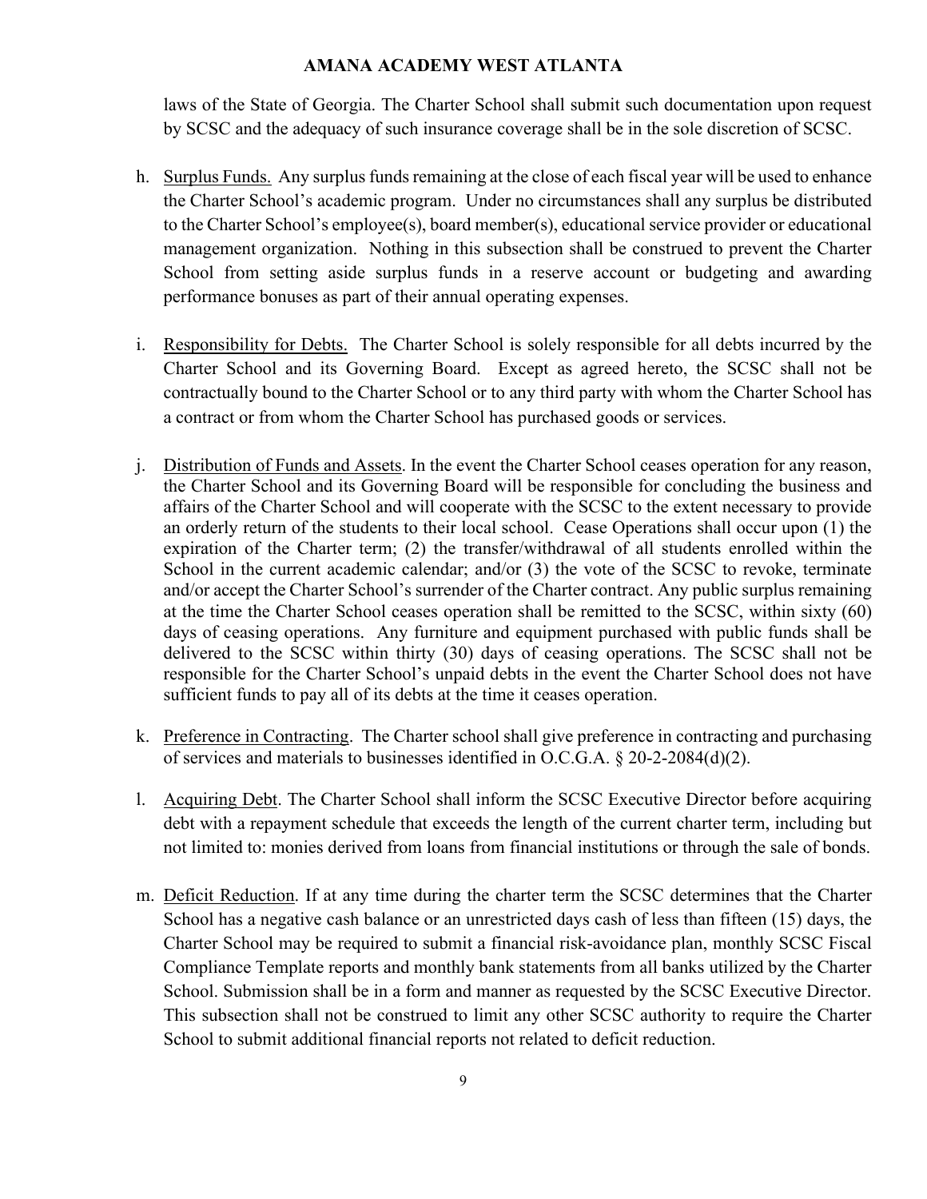laws of the State of Georgia. The Charter School shall submit such documentation upon request by SCSC and the adequacy of such insurance coverage shall be in the sole discretion of SCSC.

h. Surplus Funds. Any surplus funds remaining at the close of each fiscal year will be used to enhance the Charter School's academic program. Under no circumstances shall any surplus be distributed to the Charter School's employee(s), board member(s), educational service provider or educational management organization. Nothing in this subsection shall be construed to prevent the Charter School from setting aside surplus funds in a reserve account or budgeting and awarding performance bonuses as part of their annual operating expenses.

i. Responsibility for Debts. The Charter School is solely responsible for all debts incurred by the Charter School and its Governing Board. Except as agreed hereto, the SCSC shall not be contractually bound to the Charter School or to any third party with whom the Charter School has a contract or from whom the Charter School has purchased goods or services.

j. Distribution of Funds and Assets. In the event the Charter School ceases operation for any reason, the Charter School and its Governing Board will be responsible for concluding the business and affairs of the Charter School and will cooperate with the SCSC to the extent necessary to provide an orderly return of the students to their local school. Cease Operations shall occur upon (1) the expiration of the Charter term; (2) the transfer/withdrawal of all students enrolled within the School in the current academic calendar; and/or (3) the vote of the SCSC to revoke, terminate and/or accept the Charter School's surrender of the Charter contract. Any public surplus remaining at the time the Charter School ceases operation shall be remitted to the SCSC, within sixty (60) days of ceasing operations. Any furniture and equipment purchased with public funds shall be delivered to the SCSC within thirty (30) days of ceasing operations. The SCSC shall not be responsible for the Charter School's unpaid debts in the event the Charter School does not have sufficient funds to pay all of its debts at the time it ceases operation.

k. Preference in Contracting. The Charter school shall give preference in contracting and purchasing of services and materials to businesses identified in O.C.G.A. § 20-2-2084(d)(2).

l. Acquiring Debt. The Charter School shall inform the SCSC Executive Director before acquiring debt with a repayment schedule that exceeds the length of the current charter term, including but not limited to: monies derived from loans from financial institutions or through the sale of bonds.

m. Deficit Reduction. If at any time during the charter term the SCSC determines that the Charter School has a negative cash balance or an unrestricted days cash of less than fifteen (15) days, the Charter School may be required to submit a financial risk-avoidance plan, monthly SCSC Fiscal Compliance Template reports and monthly bank statements from all banks utilized by the Charter School. Submission shall be in a form and manner as requested by the SCSC Executive Director. This subsection shall not be construed to limit any other SCSC authority to require the Charter School to submit additional financial reports not related to deficit reduction.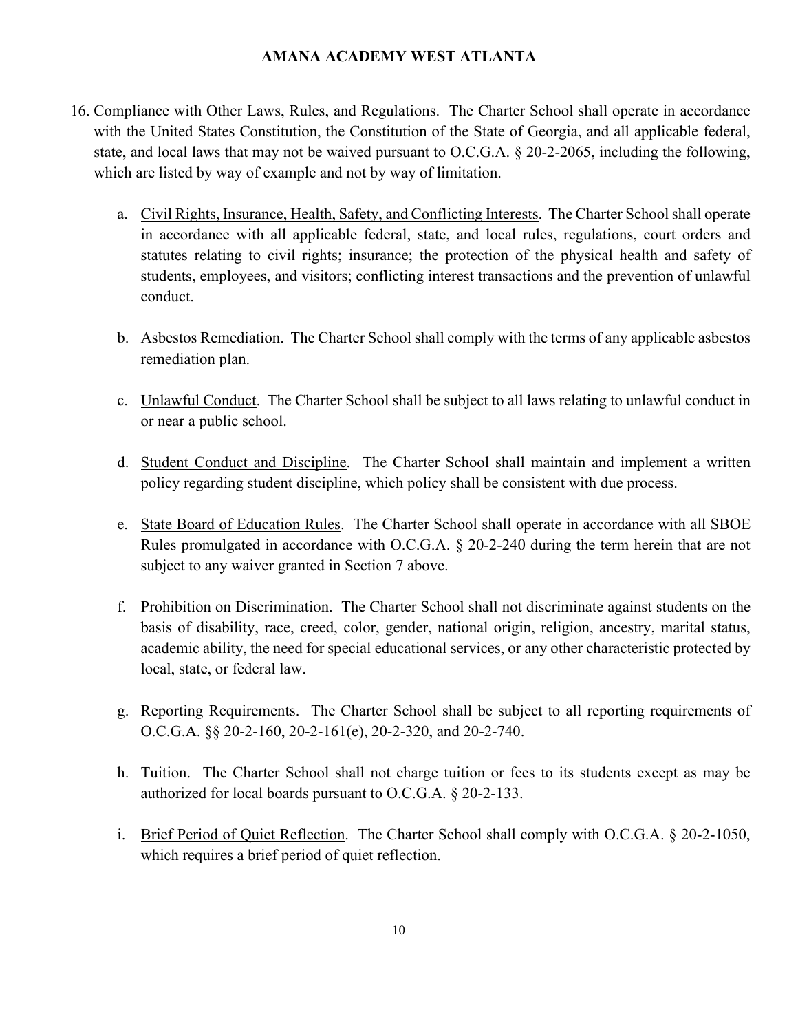16. Compliance with Other Laws, Rules, and Regulations. The Charter School shall operate in accordance with the United States Constitution, the Constitution of the State of Georgia, and all applicable federal, state, and local laws that may not be waived pursuant to O.C.G.A. § 20-2-2065, including the following, which are listed by way of example and not by way of limitation.

    a. Civil Rights, Insurance, Health, Safety, and Conflicting Interests. The Charter School shall operate in accordance with all applicable federal, state, and local rules, regulations, court orders and statutes relating to civil rights; insurance; the protection of the physical health and safety of students, employees, and visitors; conflicting interest transactions and the prevention of unlawful conduct.

    b. Asbestos Remediation. The Charter School shall comply with the terms of any applicable asbestos remediation plan.

    c. Unlawful Conduct. The Charter School shall be subject to all laws relating to unlawful conduct in or near a public school.

    d. Student Conduct and Discipline. The Charter School shall maintain and implement a written policy regarding student discipline, which policy shall be consistent with due process.

    e. State Board of Education Rules. The Charter School shall operate in accordance with all SBOE Rules promulgated in accordance with O.C.G.A. § 20-2-240 during the term herein that are not subject to any waiver granted in Section 7 above.

    f. Prohibition on Discrimination. The Charter School shall not discriminate against students on the basis of disability, race, creed, color, gender, national origin, religion, ancestry, marital status, academic ability, the need for special educational services, or any other characteristic protected by local, state, or federal law.

    g. Reporting Requirements. The Charter School shall be subject to all reporting requirements of O.C.G.A. §§ 20-2-160, 20-2-161(e), 20-2-320, and 20-2-740.

    h. Tuition. The Charter School shall not charge tuition or fees to its students except as may be authorized for local boards pursuant to O.C.G.A. § 20-2-133.

    i. Brief Period of Quiet Reflection. The Charter School shall comply with O.C.G.A. § 20-2-1050, which requires a brief period of quiet reflection.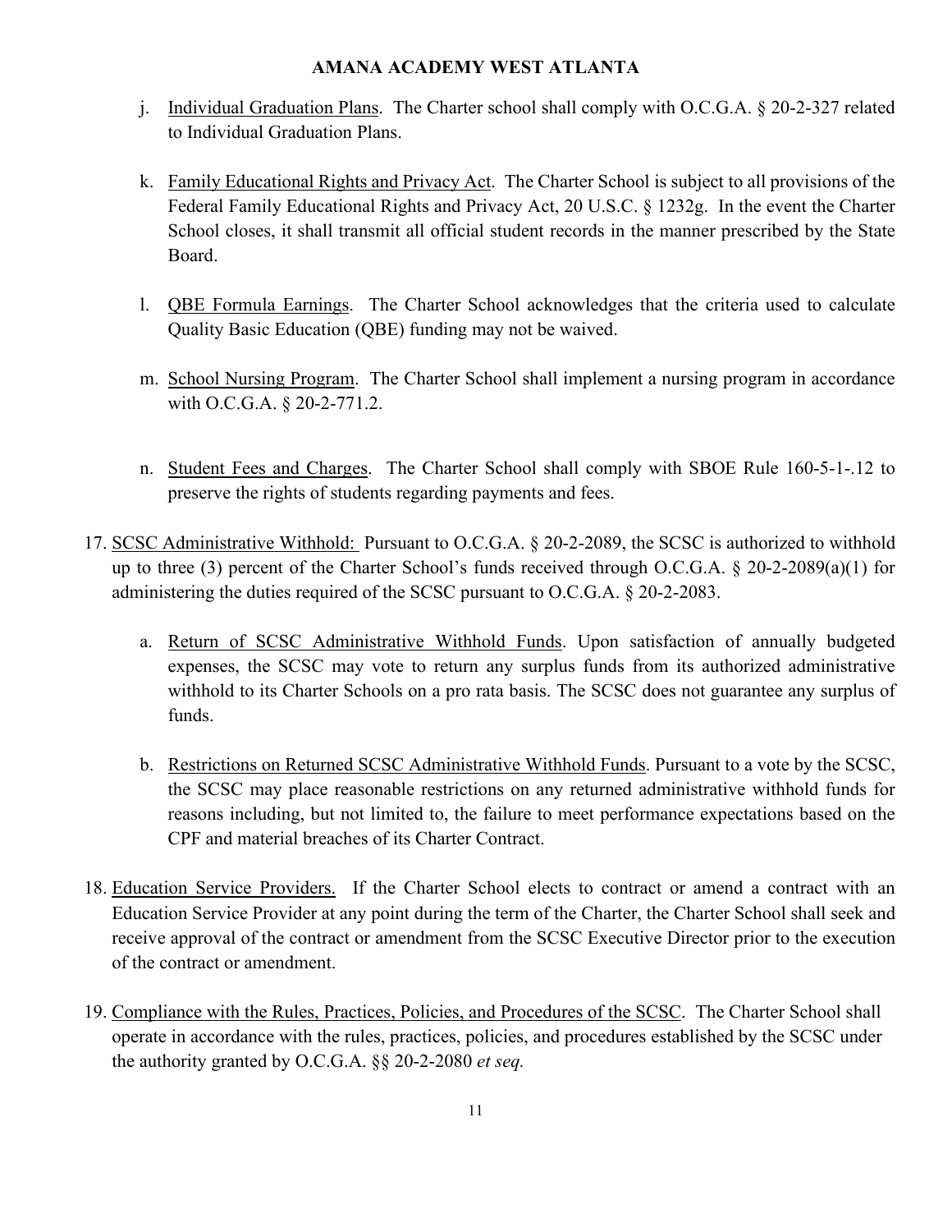j. <u>Individual Graduation Plans</u>. The Charter school shall comply with O.C.G.A. § 20-2-327 related to Individual Graduation Plans.

k. <u>Family Educational Rights and Privacy Act</u>. The Charter School is subject to all provisions of the Federal Family Educational Rights and Privacy Act, 20 U.S.C. § 1232g. In the event the Charter School closes, it shall transmit all official student records in the manner prescribed by the State Board.

l. <u>QBE Formula Earnings</u>. The Charter School acknowledges that the criteria used to calculate Quality Basic Education (QBE) funding may not be waived.

m. <u>School Nursing Program</u>. The Charter School shall implement a nursing program in accordance with O.C.G.A. § 20-2-771.2.

n. <u>Student Fees and Charges</u>. The Charter School shall comply with SBOE Rule 160-5-1-.12 to preserve the rights of students regarding payments and fees.

17. <u>SCSC Administrative Withhold:</u> Pursuant to O.C.G.A. § 20-2-2089, the SCSC is authorized to withhold up to three (3) percent of the Charter School's funds received through O.C.G.A. § 20-2-2089(a)(1) for administering the duties required of the SCSC pursuant to O.C.G.A. § 20-2-2083.

    a. <u>Return of SCSC Administrative Withhold Funds</u>. Upon satisfaction of annually budgeted expenses, the SCSC may vote to return any surplus funds from its authorized administrative withhold to its Charter Schools on a pro rata basis. The SCSC does not guarantee any surplus of funds.

    b. <u>Restrictions on Returned SCSC Administrative Withhold Funds</u>. Pursuant to a vote by the SCSC, the SCSC may place reasonable restrictions on any returned administrative withhold funds for reasons including, but not limited to, the failure to meet performance expectations based on the CPF and material breaches of its Charter Contract.

18. <u>Education Service Providers.</u> If the Charter School elects to contract or amend a contract with an Education Service Provider at any point during the term of the Charter, the Charter School shall seek and receive approval of the contract or amendment from the SCSC Executive Director prior to the execution of the contract or amendment.

19. <u>Compliance with the Rules, Practices, Policies, and Procedures of the SCSC</u>. The Charter School shall operate in accordance with the rules, practices, policies, and procedures established by the SCSC under the authority granted by O.C.G.A. §§ 20-2-2080 *et seq.*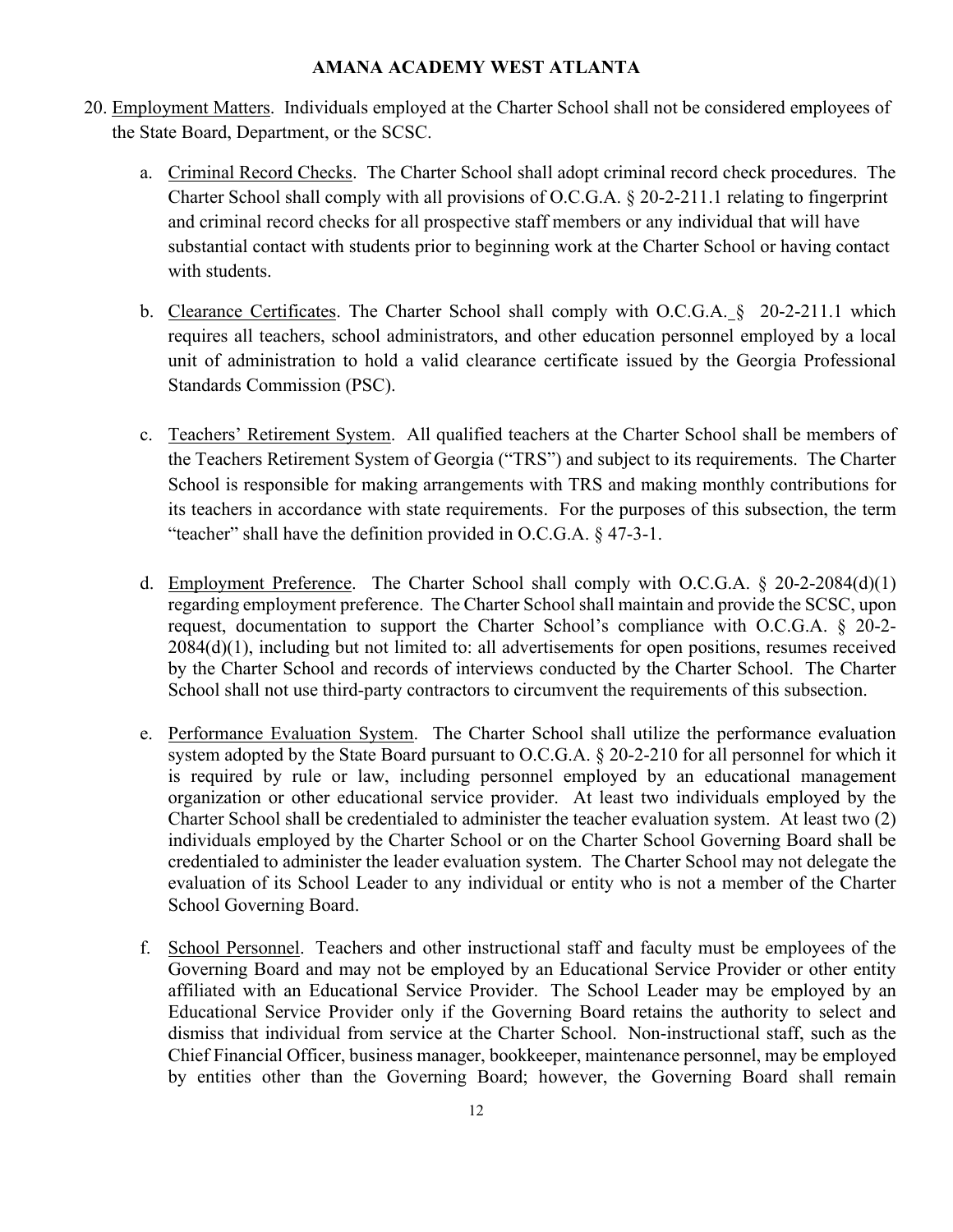20. Employment Matters. Individuals employed at the Charter School shall not be considered employees of the State Board, Department, or the SCSC.

    a. Criminal Record Checks. The Charter School shall adopt criminal record check procedures. The Charter School shall comply with all provisions of O.C.G.A. § 20-2-211.1 relating to fingerprint and criminal record checks for all prospective staff members or any individual that will have substantial contact with students prior to beginning work at the Charter School or having contact with students.

    b. Clearance Certificates. The Charter School shall comply with O.C.G.A. § 20-2-211.1 which requires all teachers, school administrators, and other education personnel employed by a local unit of administration to hold a valid clearance certificate issued by the Georgia Professional Standards Commission (PSC).

    c. Teachers' Retirement System. All qualified teachers at the Charter School shall be members of the Teachers Retirement System of Georgia ("TRS") and subject to its requirements. The Charter School is responsible for making arrangements with TRS and making monthly contributions for its teachers in accordance with state requirements. For the purposes of this subsection, the term "teacher" shall have the definition provided in O.C.G.A. § 47-3-1.

    d. Employment Preference. The Charter School shall comply with O.C.G.A. § 20-2-2084(d)(1) regarding employment preference. The Charter School shall maintain and provide the SCSC, upon request, documentation to support the Charter School's compliance with O.C.G.A. § 20-2-2084(d)(1), including but not limited to: all advertisements for open positions, resumes received by the Charter School and records of interviews conducted by the Charter School. The Charter School shall not use third-party contractors to circumvent the requirements of this subsection.

    e. Performance Evaluation System. The Charter School shall utilize the performance evaluation system adopted by the State Board pursuant to O.C.G.A. § 20-2-210 for all personnel for which it is required by rule or law, including personnel employed by an educational management organization or other educational service provider. At least two individuals employed by the Charter School shall be credentialed to administer the teacher evaluation system. At least two (2) individuals employed by the Charter School or on the Charter School Governing Board shall be credentialed to administer the leader evaluation system. The Charter School may not delegate the evaluation of its School Leader to any individual or entity who is not a member of the Charter School Governing Board.

    f. School Personnel. Teachers and other instructional staff and faculty must be employees of the Governing Board and may not be employed by an Educational Service Provider or other entity affiliated with an Educational Service Provider. The School Leader may be employed by an Educational Service Provider only if the Governing Board retains the authority to select and dismiss that individual from service at the Charter School. Non-instructional staff, such as the Chief Financial Officer, business manager, bookkeeper, maintenance personnel, may be employed by entities other than the Governing Board; however, the Governing Board shall remain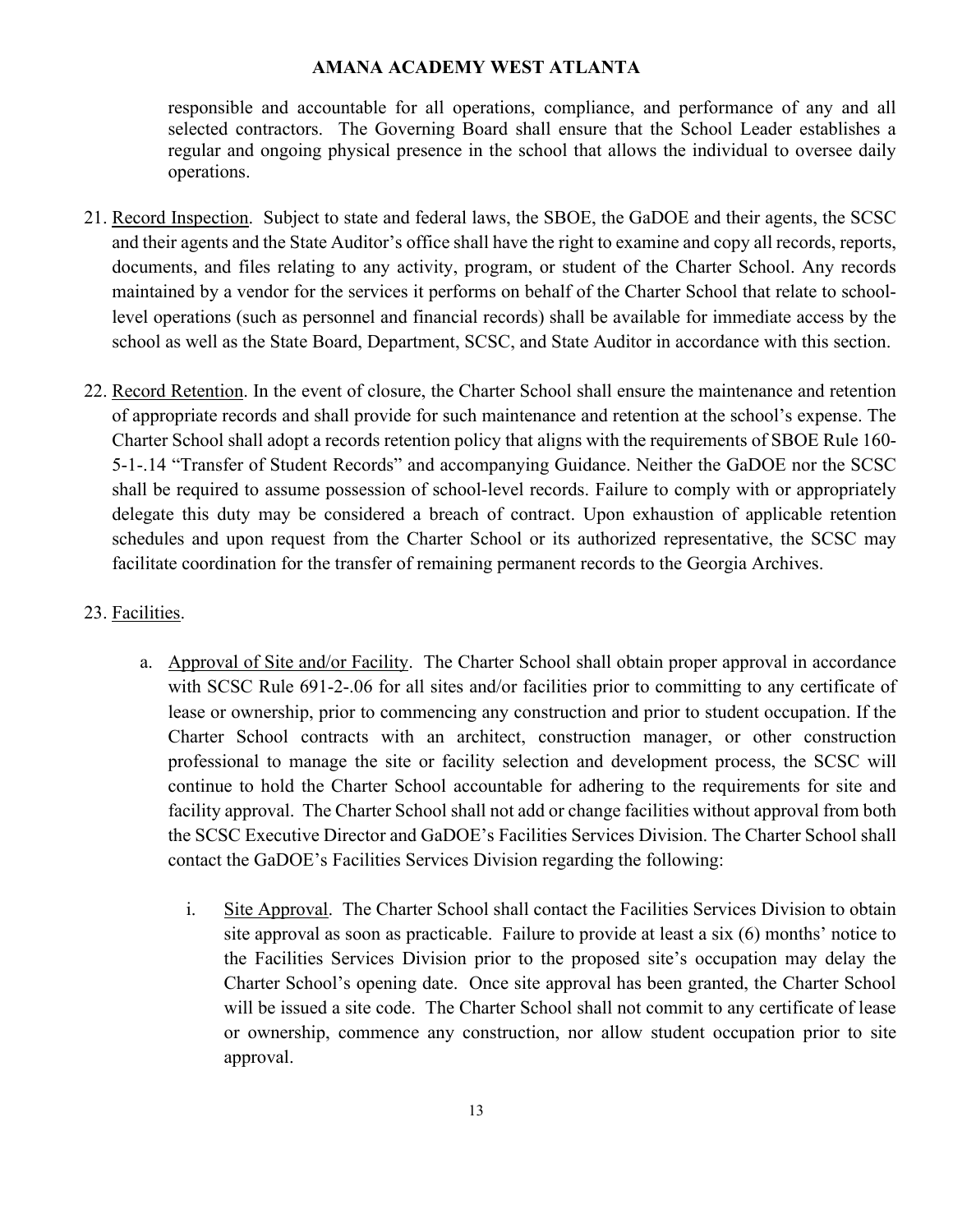responsible and accountable for all operations, compliance, and performance of any and all selected contractors. The Governing Board shall ensure that the School Leader establishes a regular and ongoing physical presence in the school that allows the individual to oversee daily operations.

21. Record Inspection. Subject to state and federal laws, the SBOE, the GaDOE and their agents, the SCSC and their agents and the State Auditor's office shall have the right to examine and copy all records, reports, documents, and files relating to any activity, program, or student of the Charter School. Any records maintained by a vendor for the services it performs on behalf of the Charter School that relate to school-level operations (such as personnel and financial records) shall be available for immediate access by the school as well as the State Board, Department, SCSC, and State Auditor in accordance with this section.

22. Record Retention. In the event of closure, the Charter School shall ensure the maintenance and retention of appropriate records and shall provide for such maintenance and retention at the school's expense. The Charter School shall adopt a records retention policy that aligns with the requirements of SBOE Rule 160-5-1-.14 "Transfer of Student Records" and accompanying Guidance. Neither the GaDOE nor the SCSC shall be required to assume possession of school-level records. Failure to comply with or appropriately delegate this duty may be considered a breach of contract. Upon exhaustion of applicable retention schedules and upon request from the Charter School or its authorized representative, the SCSC may facilitate coordination for the transfer of remaining permanent records to the Georgia Archives.

23. Facilities.

    a. Approval of Site and/or Facility. The Charter School shall obtain proper approval in accordance with SCSC Rule 691-2-.06 for all sites and/or facilities prior to committing to any certificate of lease or ownership, prior to commencing any construction and prior to student occupation. If the Charter School contracts with an architect, construction manager, or other construction professional to manage the site or facility selection and development process, the SCSC will continue to hold the Charter School accountable for adhering to the requirements for site and facility approval. The Charter School shall not add or change facilities without approval from both the SCSC Executive Director and GaDOE's Facilities Services Division. The Charter School shall contact the GaDOE's Facilities Services Division regarding the following:

        i. Site Approval. The Charter School shall contact the Facilities Services Division to obtain site approval as soon as practicable. Failure to provide at least a six (6) months' notice to the Facilities Services Division prior to the proposed site's occupation may delay the Charter School's opening date. Once site approval has been granted, the Charter School will be issued a site code. The Charter School shall not commit to any certificate of lease or ownership, commence any construction, nor allow student occupation prior to site approval.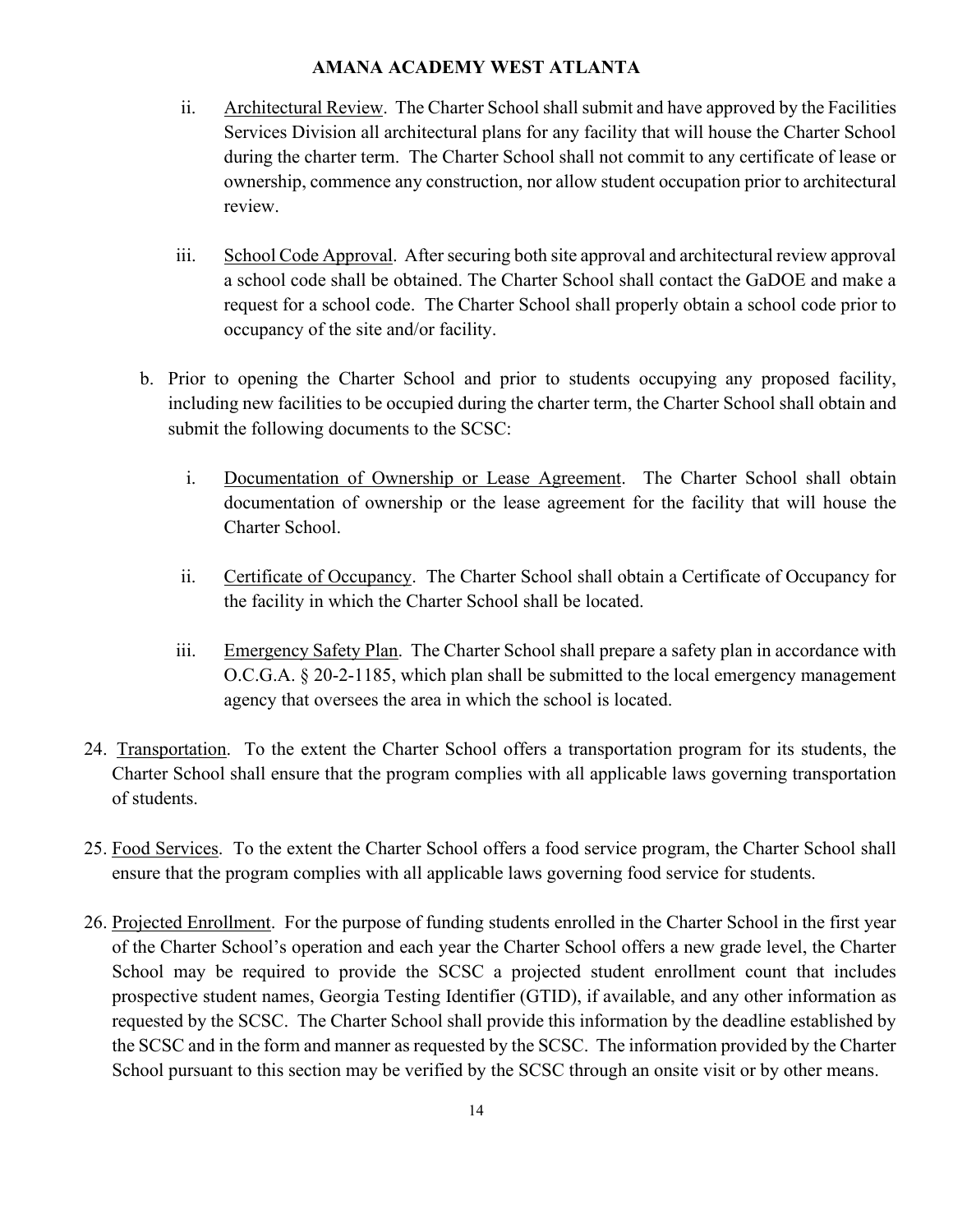ii. Architectural Review. The Charter School shall submit and have approved by the Facilities Services Division all architectural plans for any facility that will house the Charter School during the charter term. The Charter School shall not commit to any certificate of lease or ownership, commence any construction, nor allow student occupation prior to architectural review.

iii. School Code Approval. After securing both site approval and architectural review approval a school code shall be obtained. The Charter School shall contact the GaDOE and make a request for a school code. The Charter School shall properly obtain a school code prior to occupancy of the site and/or facility.

b. Prior to opening the Charter School and prior to students occupying any proposed facility, including new facilities to be occupied during the charter term, the Charter School shall obtain and submit the following documents to the SCSC:

i. Documentation of Ownership or Lease Agreement. The Charter School shall obtain documentation of ownership or the lease agreement for the facility that will house the Charter School.

ii. Certificate of Occupancy. The Charter School shall obtain a Certificate of Occupancy for the facility in which the Charter School shall be located.

iii. Emergency Safety Plan. The Charter School shall prepare a safety plan in accordance with O.C.G.A. § 20-2-1185, which plan shall be submitted to the local emergency management agency that oversees the area in which the school is located.

24. Transportation. To the extent the Charter School offers a transportation program for its students, the Charter School shall ensure that the program complies with all applicable laws governing transportation of students.

25. Food Services. To the extent the Charter School offers a food service program, the Charter School shall ensure that the program complies with all applicable laws governing food service for students.

26. Projected Enrollment. For the purpose of funding students enrolled in the Charter School in the first year of the Charter School's operation and each year the Charter School offers a new grade level, the Charter School may be required to provide the SCSC a projected student enrollment count that includes prospective student names, Georgia Testing Identifier (GTID), if available, and any other information as requested by the SCSC. The Charter School shall provide this information by the deadline established by the SCSC and in the form and manner as requested by the SCSC. The information provided by the Charter School pursuant to this section may be verified by the SCSC through an onsite visit or by other means.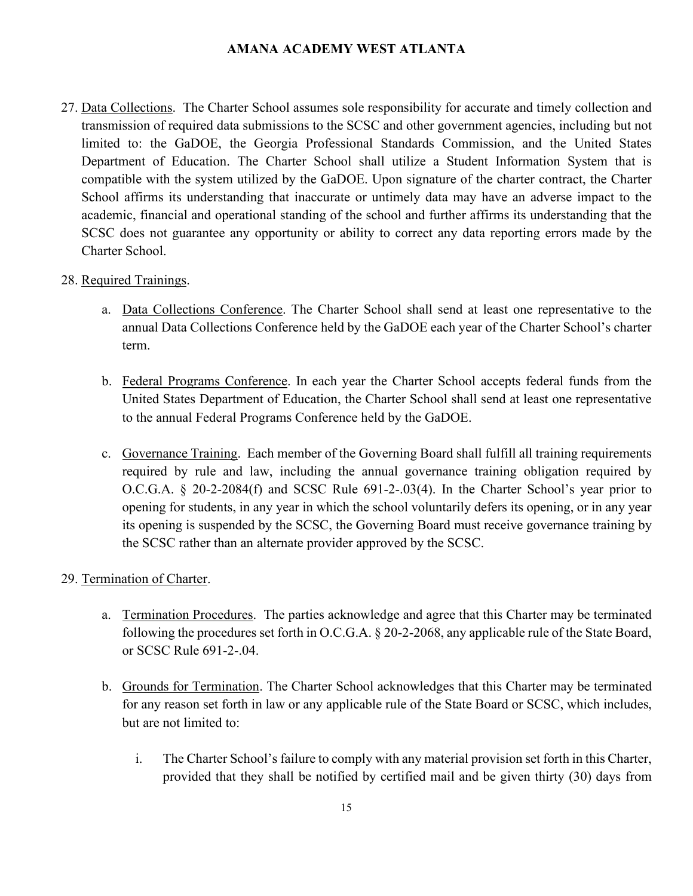27. <u>Data Collections</u>. The Charter School assumes sole responsibility for accurate and timely collection and transmission of required data submissions to the SCSC and other government agencies, including but not limited to: the GaDOE, the Georgia Professional Standards Commission, and the United States Department of Education. The Charter School shall utilize a Student Information System that is compatible with the system utilized by the GaDOE. Upon signature of the charter contract, the Charter School affirms its understanding that inaccurate or untimely data may have an adverse impact to the academic, financial and operational standing of the school and further affirms its understanding that the SCSC does not guarantee any opportunity or ability to correct any data reporting errors made by the Charter School.

28. <u>Required Trainings</u>.

    a. <u>Data Collections Conference</u>. The Charter School shall send at least one representative to the annual Data Collections Conference held by the GaDOE each year of the Charter School's charter term.

    b. <u>Federal Programs Conference</u>. In each year the Charter School accepts federal funds from the United States Department of Education, the Charter School shall send at least one representative to the annual Federal Programs Conference held by the GaDOE.

    c. <u>Governance Training</u>. Each member of the Governing Board shall fulfill all training requirements required by rule and law, including the annual governance training obligation required by O.C.G.A. § 20-2-2084(f) and SCSC Rule 691-2-.03(4). In the Charter School's year prior to opening for students, in any year in which the school voluntarily defers its opening, or in any year its opening is suspended by the SCSC, the Governing Board must receive governance training by the SCSC rather than an alternate provider approved by the SCSC.

29. <u>Termination of Charter</u>.

    a. <u>Termination Procedures</u>. The parties acknowledge and agree that this Charter may be terminated following the procedures set forth in O.C.G.A. § 20-2-2068, any applicable rule of the State Board, or SCSC Rule 691-2-.04.

    b. <u>Grounds for Termination</u>. The Charter School acknowledges that this Charter may be terminated for any reason set forth in law or any applicable rule of the State Board or SCSC, which includes, but are not limited to:

        i. The Charter School's failure to comply with any material provision set forth in this Charter, provided that they shall be notified by certified mail and be given thirty (30) days from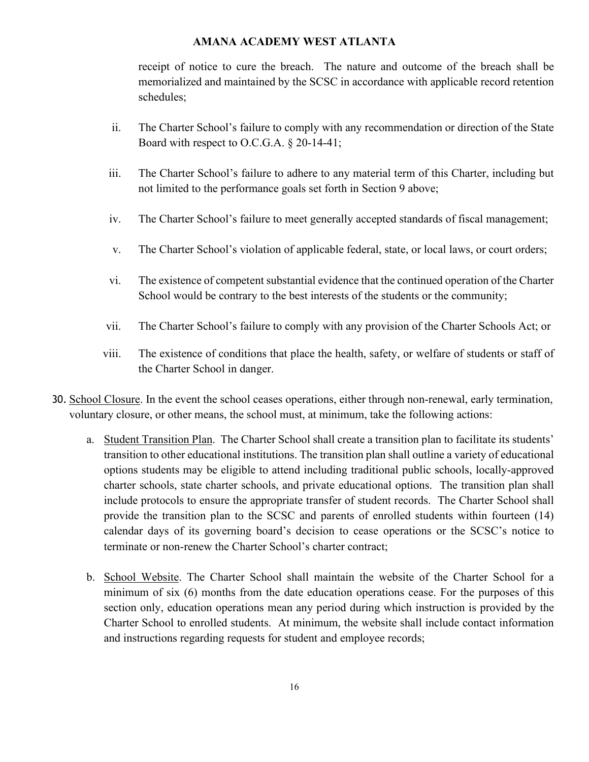receipt of notice to cure the breach. The nature and outcome of the breach shall be memorialized and maintained by the SCSC in accordance with applicable record retention schedules;

ii. The Charter School's failure to comply with any recommendation or direction of the State Board with respect to O.C.G.A. § 20-14-41;

iii. The Charter School's failure to adhere to any material term of this Charter, including but not limited to the performance goals set forth in Section 9 above;

iv. The Charter School's failure to meet generally accepted standards of fiscal management;

v. The Charter School's violation of applicable federal, state, or local laws, or court orders;

vi. The existence of competent substantial evidence that the continued operation of the Charter School would be contrary to the best interests of the students or the community;

vii. The Charter School's failure to comply with any provision of the Charter Schools Act; or

viii. The existence of conditions that place the health, safety, or welfare of students or staff of the Charter School in danger.

30. <u>School Closure</u>. In the event the school ceases operations, either through non-renewal, early termination, voluntary closure, or other means, the school must, at minimum, take the following actions:

   a. <u>Student Transition Plan</u>. The Charter School shall create a transition plan to facilitate its students' transition to other educational institutions. The transition plan shall outline a variety of educational options students may be eligible to attend including traditional public schools, locally-approved charter schools, state charter schools, and private educational options. The transition plan shall include protocols to ensure the appropriate transfer of student records. The Charter School shall provide the transition plan to the SCSC and parents of enrolled students within fourteen (14) calendar days of its governing board's decision to cease operations or the SCSC's notice to terminate or non-renew the Charter School's charter contract;

   b. <u>School Website</u>. The Charter School shall maintain the website of the Charter School for a minimum of six (6) months from the date education operations cease. For the purposes of this section only, education operations mean any period during which instruction is provided by the Charter School to enrolled students. At minimum, the website shall include contact information and instructions regarding requests for student and employee records;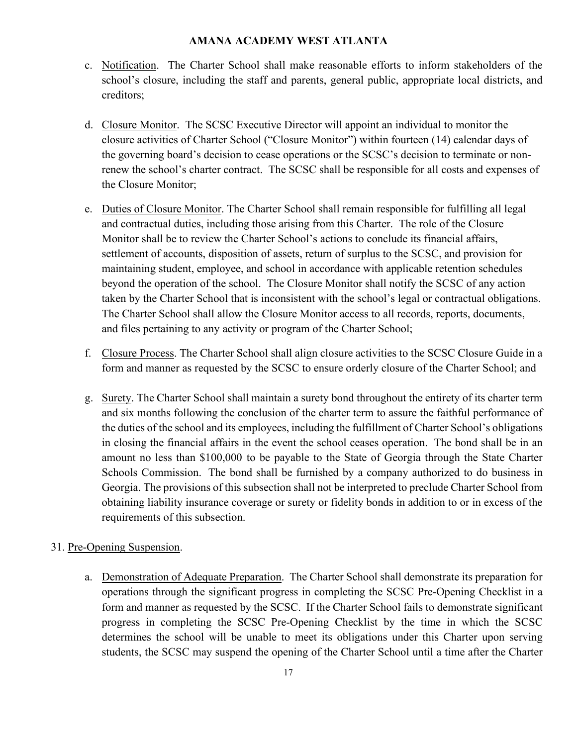c. Notification. The Charter School shall make reasonable efforts to inform stakeholders of the school's closure, including the staff and parents, general public, appropriate local districts, and creditors;

d. Closure Monitor. The SCSC Executive Director will appoint an individual to monitor the closure activities of Charter School ("Closure Monitor") within fourteen (14) calendar days of the governing board's decision to cease operations or the SCSC's decision to terminate or non-renew the school's charter contract. The SCSC shall be responsible for all costs and expenses of the Closure Monitor;

e. Duties of Closure Monitor. The Charter School shall remain responsible for fulfilling all legal and contractual duties, including those arising from this Charter. The role of the Closure Monitor shall be to review the Charter School's actions to conclude its financial affairs, settlement of accounts, disposition of assets, return of surplus to the SCSC, and provision for maintaining student, employee, and school in accordance with applicable retention schedules beyond the operation of the school. The Closure Monitor shall notify the SCSC of any action taken by the Charter School that is inconsistent with the school's legal or contractual obligations. The Charter School shall allow the Closure Monitor access to all records, reports, documents, and files pertaining to any activity or program of the Charter School;

f. Closure Process. The Charter School shall align closure activities to the SCSC Closure Guide in a form and manner as requested by the SCSC to ensure orderly closure of the Charter School; and

g. Surety. The Charter School shall maintain a surety bond throughout the entirety of its charter term and six months following the conclusion of the charter term to assure the faithful performance of the duties of the school and its employees, including the fulfillment of Charter School's obligations in closing the financial affairs in the event the school ceases operation. The bond shall be in an amount no less than $100,000 to be payable to the State of Georgia through the State Charter Schools Commission. The bond shall be furnished by a company authorized to do business in Georgia. The provisions of this subsection shall not be interpreted to preclude Charter School from obtaining liability insurance coverage or surety or fidelity bonds in addition to or in excess of the requirements of this subsection.

31. Pre-Opening Suspension.

a. Demonstration of Adequate Preparation. The Charter School shall demonstrate its preparation for operations through the significant progress in completing the SCSC Pre-Opening Checklist in a form and manner as requested by the SCSC. If the Charter School fails to demonstrate significant progress in completing the SCSC Pre-Opening Checklist by the time in which the SCSC determines the school will be unable to meet its obligations under this Charter upon serving students, the SCSC may suspend the opening of the Charter School until a time after the Charter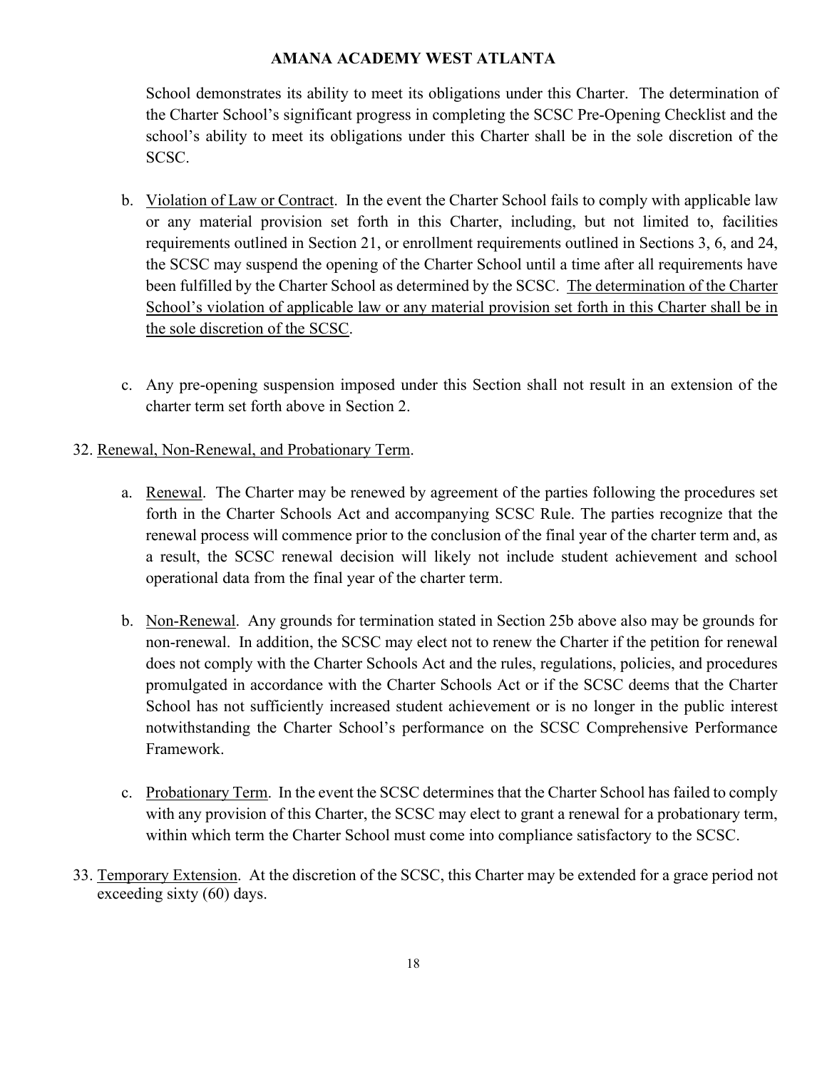School demonstrates its ability to meet its obligations under this Charter. The determination of the Charter School's significant progress in completing the SCSC Pre-Opening Checklist and the school's ability to meet its obligations under this Charter shall be in the sole discretion of the SCSC.

b. Violation of Law or Contract. In the event the Charter School fails to comply with applicable law or any material provision set forth in this Charter, including, but not limited to, facilities requirements outlined in Section 21, or enrollment requirements outlined in Sections 3, 6, and 24, the SCSC may suspend the opening of the Charter School until a time after all requirements have been fulfilled by the Charter School as determined by the SCSC. <u>The determination of the Charter School's violation of applicable law or any material provision set forth in this Charter shall be in the sole discretion of the SCSC</u>.

c. Any pre-opening suspension imposed under this Section shall not result in an extension of the charter term set forth above in Section 2.

32. Renewal, Non-Renewal, and Probationary Term.

a. Renewal. The Charter may be renewed by agreement of the parties following the procedures set forth in the Charter Schools Act and accompanying SCSC Rule. The parties recognize that the renewal process will commence prior to the conclusion of the final year of the charter term and, as a result, the SCSC renewal decision will likely not include student achievement and school operational data from the final year of the charter term.

b. Non-Renewal. Any grounds for termination stated in Section 25b above also may be grounds for non-renewal. In addition, the SCSC may elect not to renew the Charter if the petition for renewal does not comply with the Charter Schools Act and the rules, regulations, policies, and procedures promulgated in accordance with the Charter Schools Act or if the SCSC deems that the Charter School has not sufficiently increased student achievement or is no longer in the public interest notwithstanding the Charter School's performance on the SCSC Comprehensive Performance Framework.

c. Probationary Term. In the event the SCSC determines that the Charter School has failed to comply with any provision of this Charter, the SCSC may elect to grant a renewal for a probationary term, within which term the Charter School must come into compliance satisfactory to the SCSC.

33. Temporary Extension. At the discretion of the SCSC, this Charter may be extended for a grace period not exceeding sixty (60) days.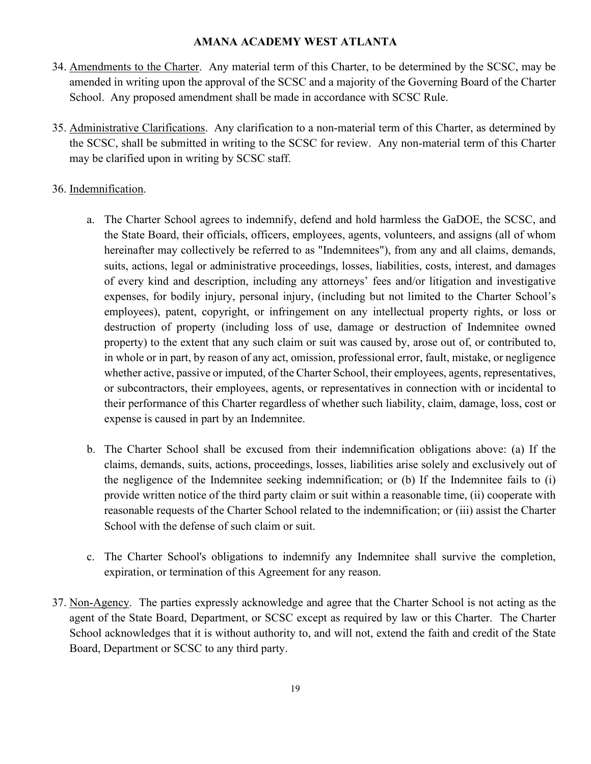34. Amendments to the Charter. Any material term of this Charter, to be determined by the SCSC, may be amended in writing upon the approval of the SCSC and a majority of the Governing Board of the Charter School. Any proposed amendment shall be made in accordance with SCSC Rule.

35. Administrative Clarifications. Any clarification to a non-material term of this Charter, as determined by the SCSC, shall be submitted in writing to the SCSC for review. Any non-material term of this Charter may be clarified upon in writing by SCSC staff.

36. Indemnification.

    a. The Charter School agrees to indemnify, defend and hold harmless the GaDOE, the SCSC, and the State Board, their officials, officers, employees, agents, volunteers, and assigns (all of whom hereinafter may collectively be referred to as "Indemnitees"), from any and all claims, demands, suits, actions, legal or administrative proceedings, losses, liabilities, costs, interest, and damages of every kind and description, including any attorneys' fees and/or litigation and investigative expenses, for bodily injury, personal injury, (including but not limited to the Charter School's employees), patent, copyright, or infringement on any intellectual property rights, or loss or destruction of property (including loss of use, damage or destruction of Indemnitee owned property) to the extent that any such claim or suit was caused by, arose out of, or contributed to, in whole or in part, by reason of any act, omission, professional error, fault, mistake, or negligence whether active, passive or imputed, of the Charter School, their employees, agents, representatives, or subcontractors, their employees, agents, or representatives in connection with or incidental to their performance of this Charter regardless of whether such liability, claim, damage, loss, cost or expense is caused in part by an Indemnitee.

    b. The Charter School shall be excused from their indemnification obligations above: (a) If the claims, demands, suits, actions, proceedings, losses, liabilities arise solely and exclusively out of the negligence of the Indemnitee seeking indemnification; or (b) If the Indemnitee fails to (i) provide written notice of the third party claim or suit within a reasonable time, (ii) cooperate with reasonable requests of the Charter School related to the indemnification; or (iii) assist the Charter School with the defense of such claim or suit.

    c. The Charter School's obligations to indemnify any Indemnitee shall survive the completion, expiration, or termination of this Agreement for any reason.

37. Non-Agency. The parties expressly acknowledge and agree that the Charter School is not acting as the agent of the State Board, Department, or SCSC except as required by law or this Charter. The Charter School acknowledges that it is without authority to, and will not, extend the faith and credit of the State Board, Department or SCSC to any third party.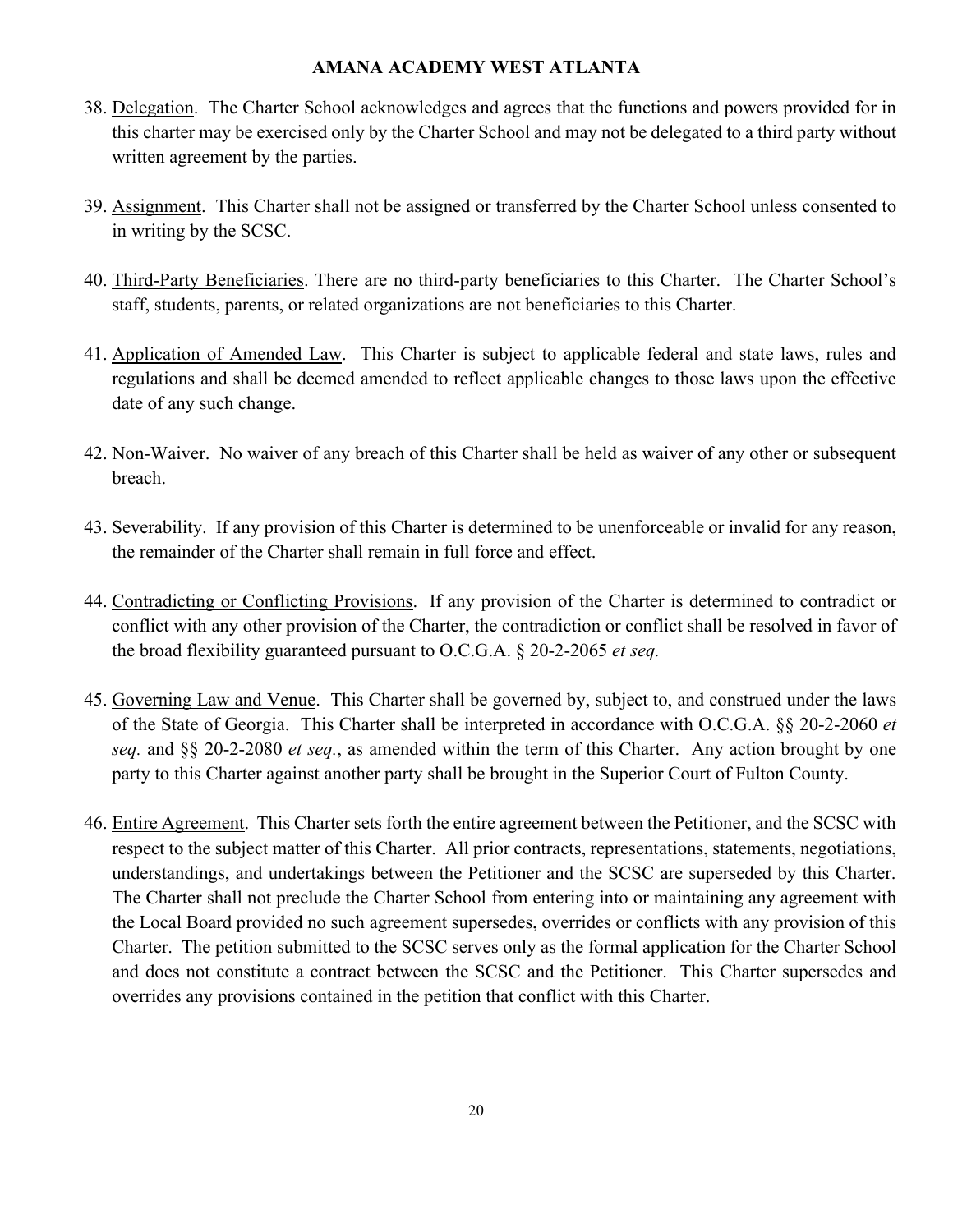38. <u>Delegation</u>. The Charter School acknowledges and agrees that the functions and powers provided for in this charter may be exercised only by the Charter School and may not be delegated to a third party without written agreement by the parties.

39. <u>Assignment</u>. This Charter shall not be assigned or transferred by the Charter School unless consented to in writing by the SCSC.

40. <u>Third-Party Beneficiaries</u>. There are no third-party beneficiaries to this Charter. The Charter School's staff, students, parents, or related organizations are not beneficiaries to this Charter.

41. <u>Application of Amended Law</u>. This Charter is subject to applicable federal and state laws, rules and regulations and shall be deemed amended to reflect applicable changes to those laws upon the effective date of any such change.

42. <u>Non-Waiver</u>. No waiver of any breach of this Charter shall be held as waiver of any other or subsequent breach.

43. <u>Severability</u>. If any provision of this Charter is determined to be unenforceable or invalid for any reason, the remainder of the Charter shall remain in full force and effect.

44. <u>Contradicting or Conflicting Provisions</u>. If any provision of the Charter is determined to contradict or conflict with any other provision of the Charter, the contradiction or conflict shall be resolved in favor of the broad flexibility guaranteed pursuant to O.C.G.A. § 20-2-2065 *et seq.*

45. <u>Governing Law and Venue</u>. This Charter shall be governed by, subject to, and construed under the laws of the State of Georgia. This Charter shall be interpreted in accordance with O.C.G.A. §§ 20-2-2060 *et seq.* and §§ 20-2-2080 *et seq.*, as amended within the term of this Charter. Any action brought by one party to this Charter against another party shall be brought in the Superior Court of Fulton County.

46. <u>Entire Agreement</u>. This Charter sets forth the entire agreement between the Petitioner, and the SCSC with respect to the subject matter of this Charter. All prior contracts, representations, statements, negotiations, understandings, and undertakings between the Petitioner and the SCSC are superseded by this Charter. The Charter shall not preclude the Charter School from entering into or maintaining any agreement with the Local Board provided no such agreement supersedes, overrides or conflicts with any provision of this Charter. The petition submitted to the SCSC serves only as the formal application for the Charter School and does not constitute a contract between the SCSC and the Petitioner. This Charter supersedes and overrides any provisions contained in the petition that conflict with this Charter.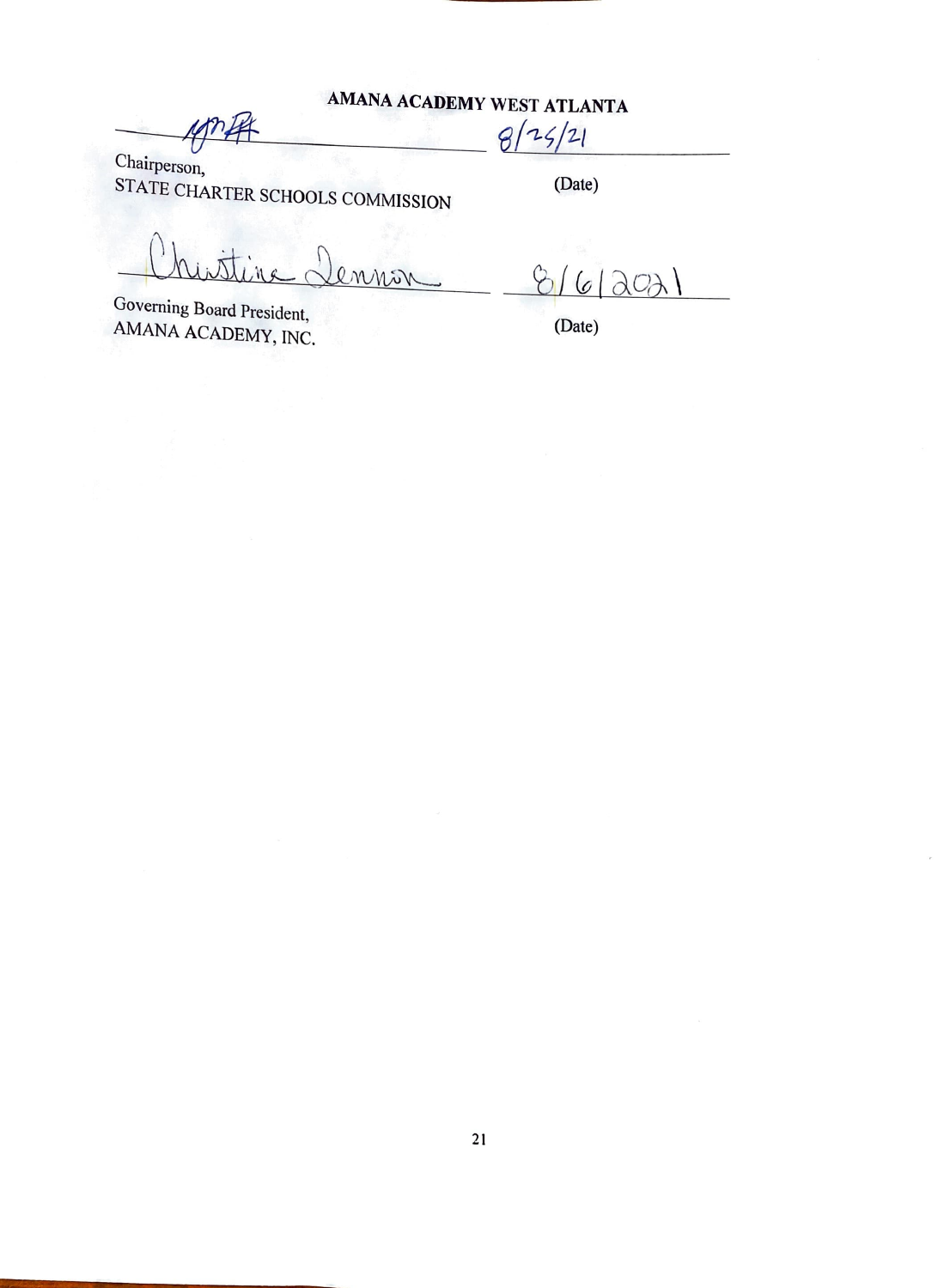**AMANA ACADEMY WEST ATLANTA**

_______________________________ 8/25/21

Chairperson,
STATE CHARTER SCHOOLS COMMISSION (Date)

Christine Dennison _______________ 8/6/2021

Governing Board President,
AMANA ACADEMY, INC. (Date)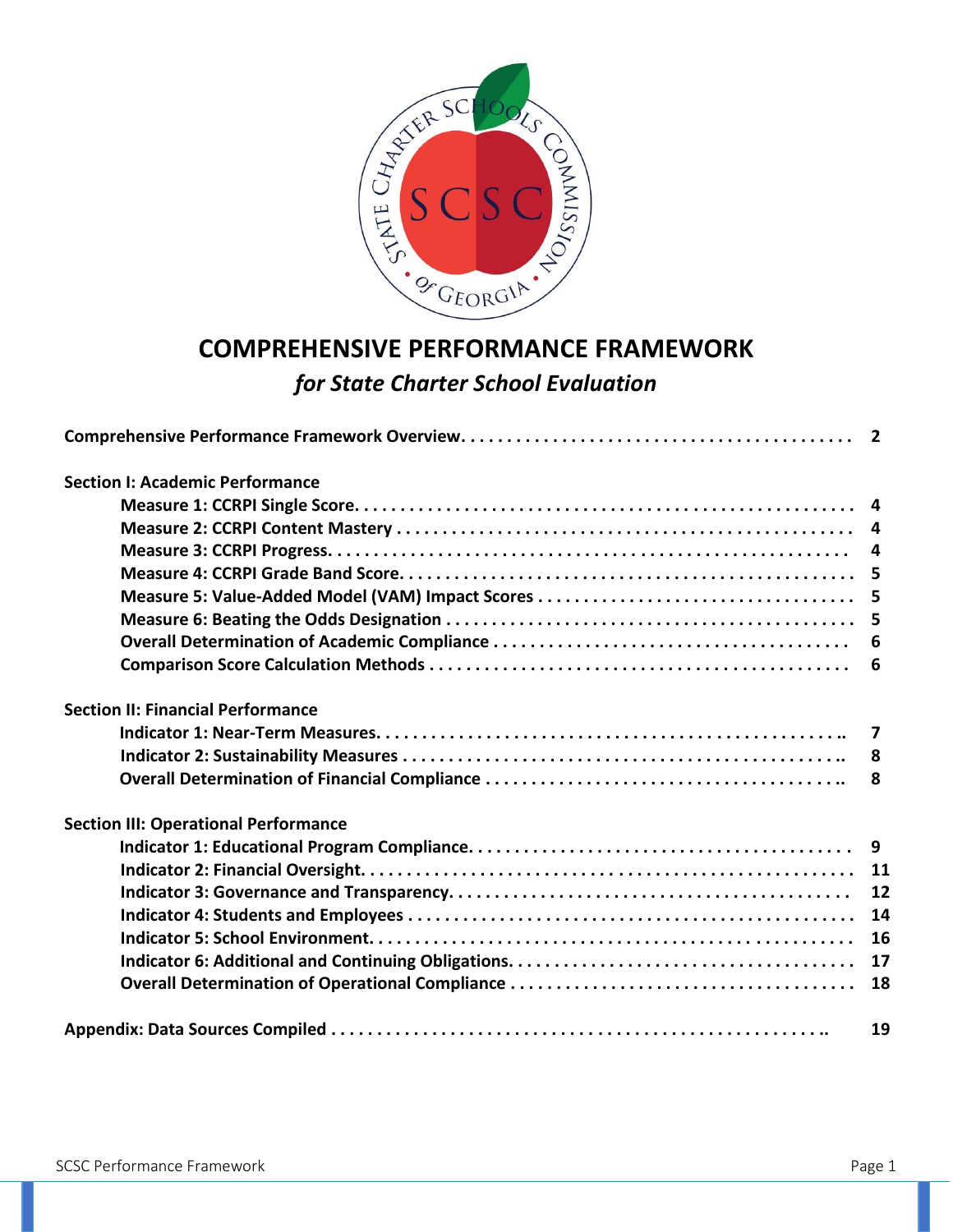# COMPREHENSIVE PERFORMANCE FRAMEWORK

*for State Charter School Evaluation*

| | |
|---|---|
| **Comprehensive Performance Framework Overview** | **2** |
| **Section I: Academic Performance** | |
| **Measure 1: CCRPI Single Score** | **4** |
| **Measure 2: CCRPI Content Mastery** | **4** |
| **Measure 3: CCRPI Progress** | **4** |
| **Measure 4: CCRPI Grade Band Score** | **5** |
| **Measure 5: Value-Added Model (VAM) Impact Scores** | **5** |
| **Measure 6: Beating the Odds Designation** | **5** |
| **Overall Determination of Academic Compliance** | **6** |
| **Comparison Score Calculation Methods** | **6** |
| **Section II: Financial Performance** | |
| **Indicator 1: Near-Term Measures** | **7** |
| **Indicator 2: Sustainability Measures** | **8** |
| **Overall Determination of Financial Compliance** | **8** |
| **Section III: Operational Performance** | |
| **Indicator 1: Educational Program Compliance** | **9** |
| **Indicator 2: Financial Oversight** | **11** |
| **Indicator 3: Governance and Transparency** | **12** |
| **Indicator 4: Students and Employees** | **14** |
| **Indicator 5: School Environment** | **16** |
| **Indicator 6: Additional and Continuing Obligations** | **17** |
| **Overall Determination of Operational Compliance** | **18** |
| **Appendix: Data Sources Compiled** | **19** |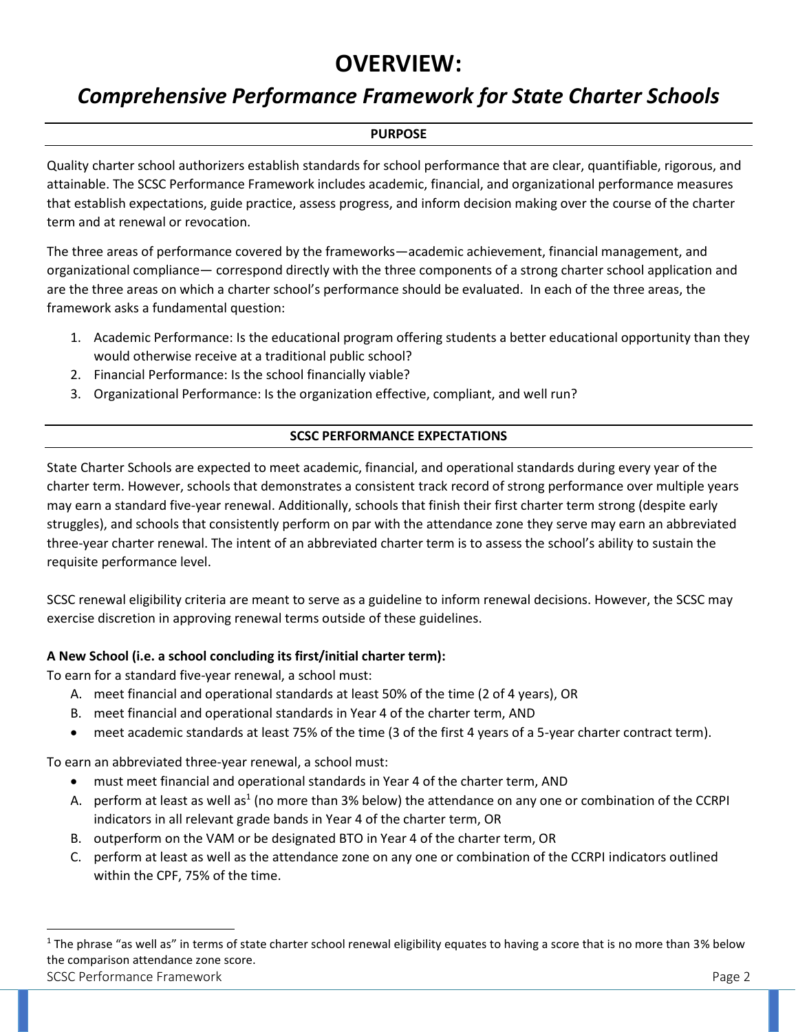# OVERVIEW:

## *Comprehensive Performance Framework for State Charter Schools*

### PURPOSE

Quality charter school authorizers establish standards for school performance that are clear, quantifiable, rigorous, and attainable. The SCSC Performance Framework includes academic, financial, and organizational performance measures that establish expectations, guide practice, assess progress, and inform decision making over the course of the charter term and at renewal or revocation.

The three areas of performance covered by the frameworks—academic achievement, financial management, and organizational compliance— correspond directly with the three components of a strong charter school application and are the three areas on which a charter school's performance should be evaluated. In each of the three areas, the framework asks a fundamental question:

1. Academic Performance: Is the educational program offering students a better educational opportunity than they would otherwise receive at a traditional public school?
2. Financial Performance: Is the school financially viable?
3. Organizational Performance: Is the organization effective, compliant, and well run?

### SCSC PERFORMANCE EXPECTATIONS

State Charter Schools are expected to meet academic, financial, and operational standards during every year of the charter term. However, schools that demonstrates a consistent track record of strong performance over multiple years may earn a standard five-year renewal. Additionally, schools that finish their first charter term strong (despite early struggles), and schools that consistently perform on par with the attendance zone they serve may earn an abbreviated three-year charter renewal. The intent of an abbreviated charter term is to assess the school's ability to sustain the requisite performance level.

SCSC renewal eligibility criteria are meant to serve as a guideline to inform renewal decisions. However, the SCSC may exercise discretion in approving renewal terms outside of these guidelines.

**A New School (i.e. a school concluding its first/initial charter term):**

To earn for a standard five-year renewal, a school must:

A. meet financial and operational standards at least 50% of the time (2 of 4 years), OR
B. meet financial and operational standards in Year 4 of the charter term, AND

- meet academic standards at least 75% of the time (3 of the first 4 years of a 5-year charter contract term).

To earn an abbreviated three-year renewal, a school must:

- must meet financial and operational standards in Year 4 of the charter term, AND

A. perform at least as well as[1] (no more than 3% below) the attendance on any one or combination of the CCRPI indicators in all relevant grade bands in Year 4 of the charter term, OR
B. outperform on the VAM or be designated BTO in Year 4 of the charter term, OR
C. perform at least as well as the attendance zone on any one or combination of the CCRPI indicators outlined within the CPF, 75% of the time.

[1] The phrase "as well as" in terms of state charter school renewal eligibility equates to having a score that is no more than 3% below the comparison attendance zone score.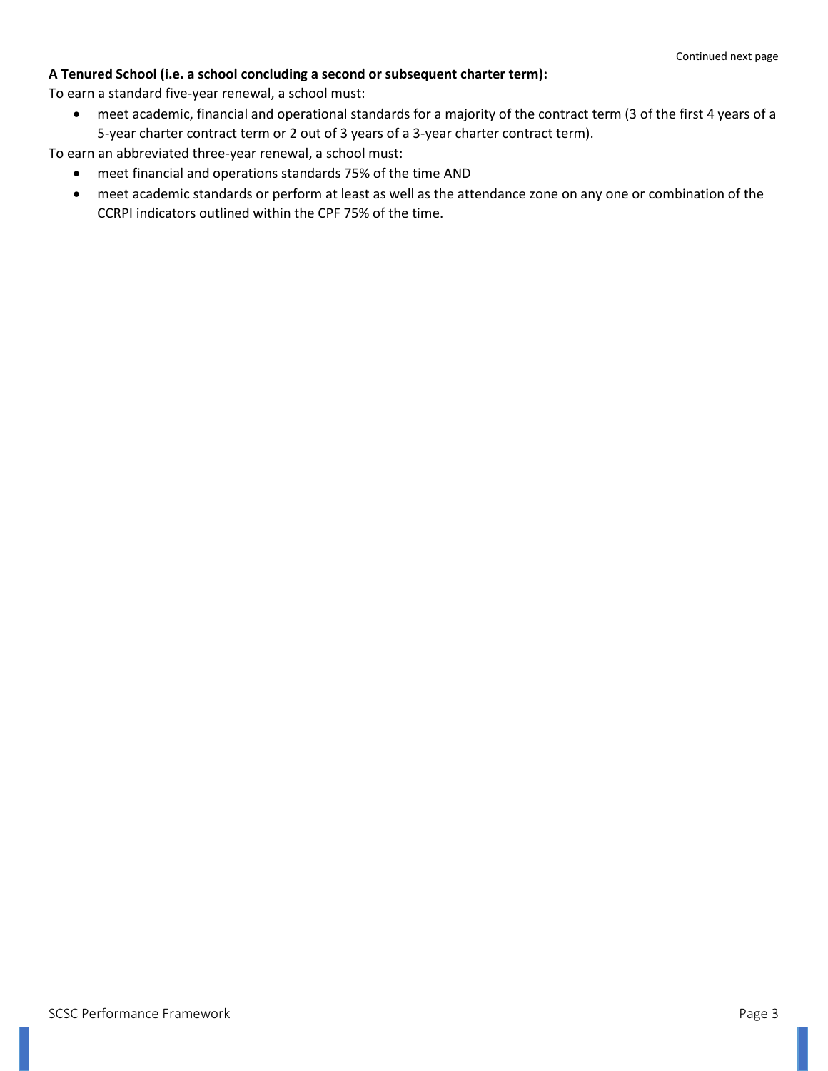**A Tenured School (i.e. a school concluding a second or subsequent charter term):**

To earn a standard five-year renewal, a school must:

- meet academic, financial and operational standards for a majority of the contract term (3 of the first 4 years of a 5-year charter contract term or 2 out of 3 years of a 3-year charter contract term).

To earn an abbreviated three-year renewal, a school must:

- meet financial and operations standards 75% of the time AND
- meet academic standards or perform at least as well as the attendance zone on any one or combination of the CCRPI indicators outlined within the CPF 75% of the time.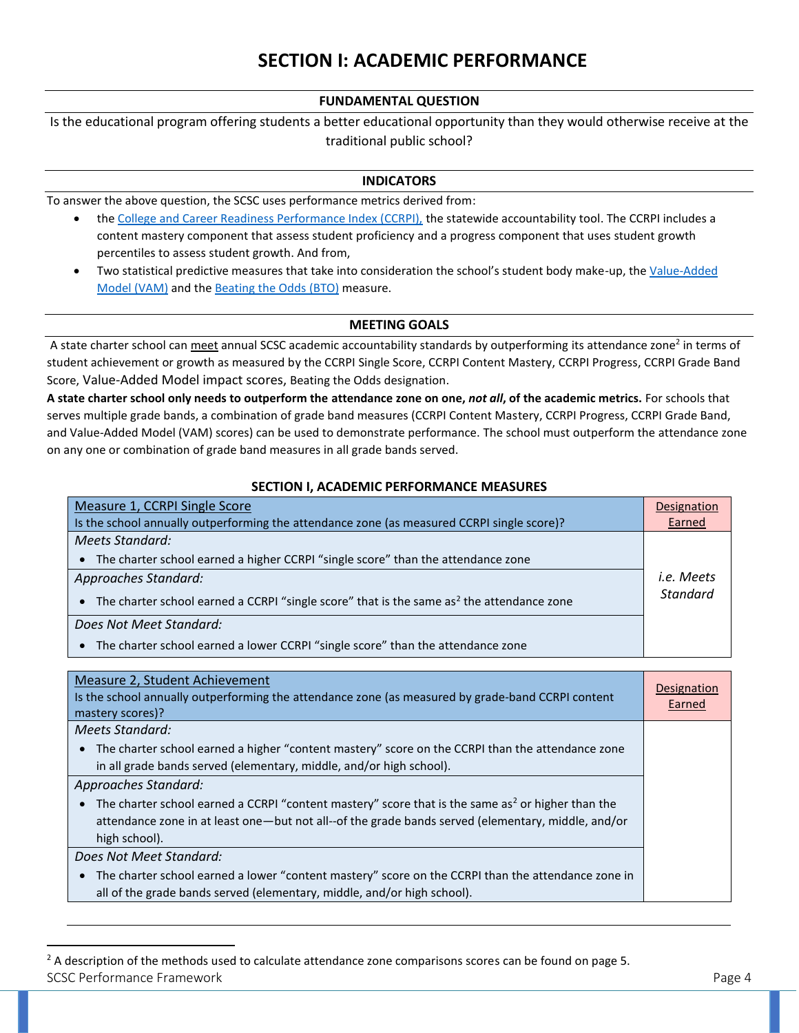# SECTION I: ACADEMIC PERFORMANCE

**FUNDAMENTAL QUESTION**

Is the educational program offering students a better educational opportunity than they would otherwise receive at the traditional public school?

**INDICATORS**

To answer the above question, the SCSC uses performance metrics derived from:

- the College and Career Readiness Performance Index (CCRPI), the statewide accountability tool. The CCRPI includes a content mastery component that assess student proficiency and a progress component that uses student growth percentiles to assess student growth. And from,
- Two statistical predictive measures that take into consideration the school's student body make-up, the Value-Added Model (VAM) and the Beating the Odds (BTO) measure.

**MEETING GOALS**

A state charter school can meet annual SCSC academic accountability standards by outperforming its attendance zone[2] in terms of student achievement or growth as measured by the CCRPI Single Score, CCRPI Content Mastery, CCRPI Progress, CCRPI Grade Band Score, Value-Added Model impact scores, Beating the Odds designation.

**A state charter school only needs to outperform the attendance zone on one, *not all*, of the academic metrics.** For schools that serves multiple grade bands, a combination of grade band measures (CCRPI Content Mastery, CCRPI Progress, CCRPI Grade Band, and Value-Added Model (VAM) scores) can be used to demonstrate performance. The school must outperform the attendance zone on any one or combination of grade band measures in all grade bands served.

**SECTION I, ACADEMIC PERFORMANCE MEASURES**

| Measure 1, CCRPI Single Score<br>Is the school annually outperforming the attendance zone (as measured CCRPI single score)? | Designation Earned |
|---|---|
| *Meets Standard:*<br>• The charter school earned a higher CCRPI "single score" than the attendance zone | *i.e. Meets Standard* |
| *Approaches Standard:*<br>• The charter school earned a CCRPI "single score" that is the same as[2] the attendance zone | |
| *Does Not Meet Standard:*<br>• The charter school earned a lower CCRPI "single score" than the attendance zone | |

| Measure 2, Student Achievement<br>Is the school annually outperforming the attendance zone (as measured by grade-band CCRPI content mastery scores)? | Designation Earned |
|---|---|
| *Meets Standard:*<br>• The charter school earned a higher "content mastery" score on the CCRPI than the attendance zone in all grade bands served (elementary, middle, and/or high school). | |
| *Approaches Standard:*<br>• The charter school earned a CCRPI "content mastery" score that is the same as[2] or higher than the attendance zone in at least one—but not all--of the grade bands served (elementary, middle, and/or high school). | |
| *Does Not Meet Standard:*<br>• The charter school earned a lower "content mastery" score on the CCRPI than the attendance zone in all of the grade bands served (elementary, middle, and/or high school). | |

[2] A description of the methods used to calculate attendance zone comparisons scores can be found on page 5.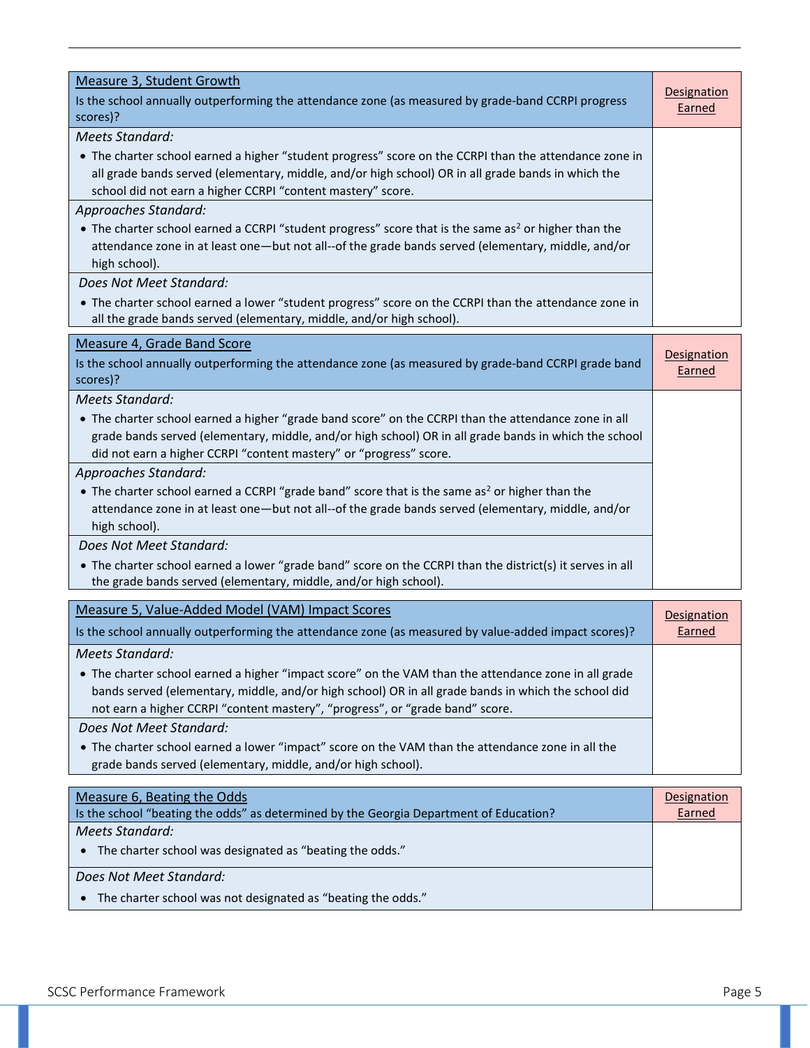| Measure 3, Student Growth<br>Is the school annually outperforming the attendance zone (as measured by grade-band CCRPI progress scores)? | Designation Earned |
| --- | --- |
| *Meets Standard:*<br>• The charter school earned a higher "student progress" score on the CCRPI than the attendance zone in all grade bands served (elementary, middle, and/or high school) OR in all grade bands in which the school did not earn a higher CCRPI "content mastery" score. | |
| *Approaches Standard:*<br>• The charter school earned a CCRPI "student progress" score that is the same as[2] or higher than the attendance zone in at least one—but not all--of the grade bands served (elementary, middle, and/or high school). | |
| *Does Not Meet Standard:*<br>• The charter school earned a lower "student progress" score on the CCRPI than the attendance zone in all the grade bands served (elementary, middle, and/or high school). | |

| Measure 4, Grade Band Score<br>Is the school annually outperforming the attendance zone (as measured by grade-band CCRPI grade band scores)? | Designation Earned |
| --- | --- |
| *Meets Standard:*<br>• The charter school earned a higher "grade band score" on the CCRPI than the attendance zone in all grade bands served (elementary, middle, and/or high school) OR in all grade bands in which the school did not earn a higher CCRPI "content mastery" or "progress" score. | |
| *Approaches Standard:*<br>• The charter school earned a CCRPI "grade band" score that is the same as[2] or higher than the attendance zone in at least one—but not all--of the grade bands served (elementary, middle, and/or high school). | |
| *Does Not Meet Standard:*<br>• The charter school earned a lower "grade band" score on the CCRPI than the district(s) it serves in all the grade bands served (elementary, middle, and/or high school). | |

| Measure 5, Value-Added Model (VAM) Impact Scores<br>Is the school annually outperforming the attendance zone (as measured by value-added impact scores)? | Designation Earned |
| --- | --- |
| *Meets Standard:*<br>• The charter school earned a higher "impact score" on the VAM than the attendance zone in all grade bands served (elementary, middle, and/or high school) OR in all grade bands in which the school did not earn a higher CCRPI "content mastery", "progress", or "grade band" score. | |
| *Does Not Meet Standard:*<br>• The charter school earned a lower "impact" score on the VAM than the attendance zone in all the grade bands served (elementary, middle, and/or high school). | |

| Measure 6, Beating the Odds<br>Is the school "beating the odds" as determined by the Georgia Department of Education? | Designation Earned |
| --- | --- |
| *Meets Standard:*<br>• The charter school was designated as "beating the odds." | |
| *Does Not Meet Standard:*<br>• The charter school was not designated as "beating the odds." | |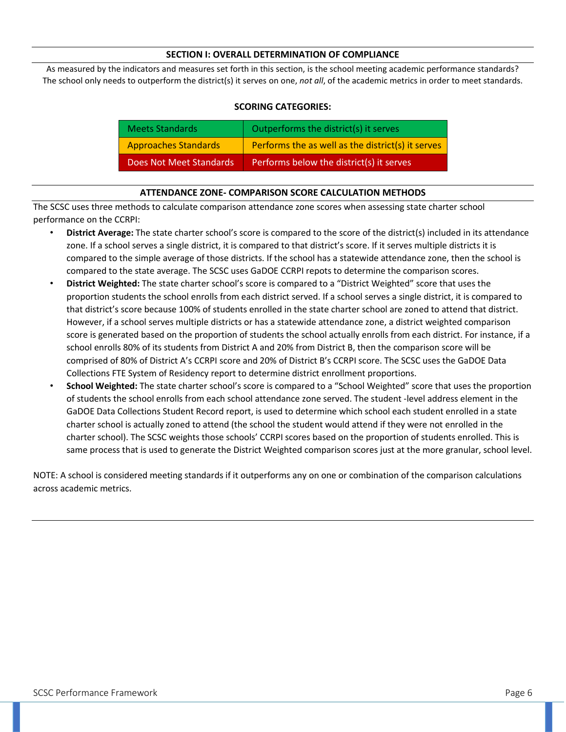## SECTION I: OVERALL DETERMINATION OF COMPLIANCE

As measured by the indicators and measures set forth in this section, is the school meeting academic performance standards? The school only needs to outperform the district(s) it serves on one, *not all*, of the academic metrics in order to meet standards.

### SCORING CATEGORIES:

| | |
|---|---|
| Meets Standards | Outperforms the district(s) it serves |
| Approaches Standards | Performs the as well as the district(s) it serves |
| Does Not Meet Standards | Performs below the district(s) it serves |

## ATTENDANCE ZONE- COMPARISON SCORE CALCULATION METHODS

The SCSC uses three methods to calculate comparison attendance zone scores when assessing state charter school performance on the CCRPI:

- **District Average:** The state charter school's score is compared to the score of the district(s) included in its attendance zone. If a school serves a single district, it is compared to that district's score. If it serves multiple districts it is compared to the simple average of those districts. If the school has a statewide attendance zone, then the school is compared to the state average. The SCSC uses GaDOE CCRPI repots to determine the comparison scores.
- **District Weighted:** The state charter school's score is compared to a "District Weighted" score that uses the proportion students the school enrolls from each district served. If a school serves a single district, it is compared to that district's score because 100% of students enrolled in the state charter school are zoned to attend that district. However, if a school serves multiple districts or has a statewide attendance zone, a district weighted comparison score is generated based on the proportion of students the school actually enrolls from each district. For instance, if a school enrolls 80% of its students from District A and 20% from District B, then the comparison score will be comprised of 80% of District A's CCRPI score and 20% of District B's CCRPI score. The SCSC uses the GaDOE Data Collections FTE System of Residency report to determine district enrollment proportions.
- **School Weighted:** The state charter school's score is compared to a "School Weighted" score that uses the proportion of students the school enrolls from each school attendance zone served. The student -level address element in the GaDOE Data Collections Student Record report, is used to determine which school each student enrolled in a state charter school is actually zoned to attend (the school the student would attend if they were not enrolled in the charter school). The SCSC weights those schools' CCRPI scores based on the proportion of students enrolled. This is same process that is used to generate the District Weighted comparison scores just at the more granular, school level.

NOTE: A school is considered meeting standards if it outperforms any on one or combination of the comparison calculations across academic metrics.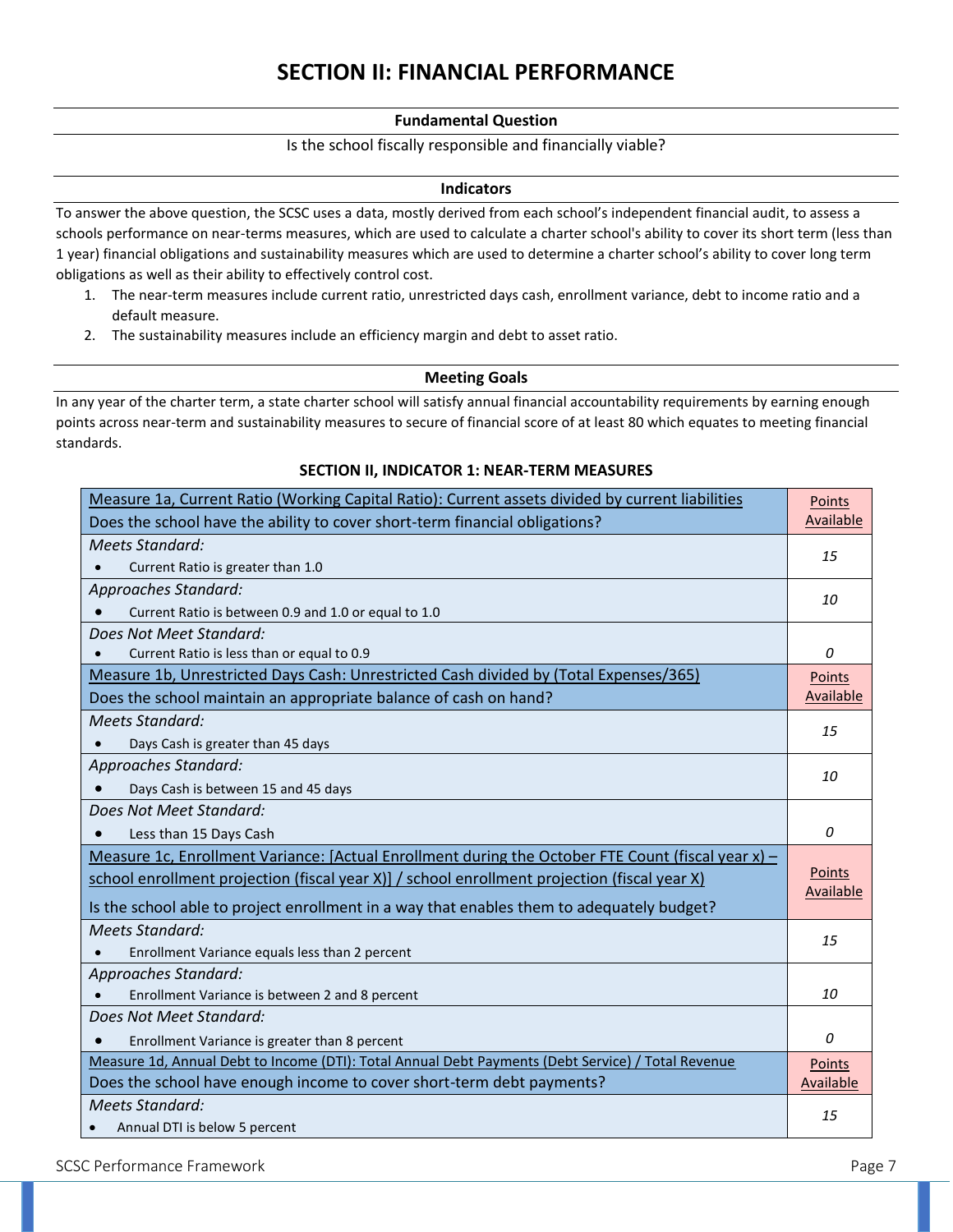# SECTION II: FINANCIAL PERFORMANCE

**Fundamental Question**

Is the school fiscally responsible and financially viable?

**Indicators**

To answer the above question, the SCSC uses a data, mostly derived from each school's independent financial audit, to assess a schools performance on near-terms measures, which are used to calculate a charter school's ability to cover its short term (less than 1 year) financial obligations and sustainability measures which are used to determine a charter school's ability to cover long term obligations as well as their ability to effectively control cost.

1. The near-term measures include current ratio, unrestricted days cash, enrollment variance, debt to income ratio and a default measure.
2. The sustainability measures include an efficiency margin and debt to asset ratio.

**Meeting Goals**

In any year of the charter term, a state charter school will satisfy annual financial accountability requirements by earning enough points across near-term and sustainability measures to secure of financial score of at least 80 which equates to meeting financial standards.

**SECTION II, INDICATOR 1: NEAR-TERM MEASURES**

| Measure 1a, Current Ratio (Working Capital Ratio): Current assets divided by current liabilities<br>Does the school have the ability to cover short-term financial obligations? | Points Available |
|---|---|
| *Meets Standard:*<br>• Current Ratio is greater than 1.0 | *15* |
| *Approaches Standard:*<br>• Current Ratio is between 0.9 and 1.0 or equal to 1.0 | *10* |
| *Does Not Meet Standard:*<br>• Current Ratio is less than or equal to 0.9 | *0* |
| **Measure 1b, Unrestricted Days Cash: Unrestricted Cash divided by (Total Expenses/365)**<br>**Does the school maintain an appropriate balance of cash on hand?** | **Points Available** |
| *Meets Standard:*<br>• Days Cash is greater than 45 days | *15* |
| *Approaches Standard:*<br>• Days Cash is between 15 and 45 days | *10* |
| *Does Not Meet Standard:*<br>• Less than 15 Days Cash | *0* |
| **Measure 1c, Enrollment Variance: [Actual Enrollment during the October FTE Count (fiscal year x) – school enrollment projection (fiscal year X)] / school enrollment projection (fiscal year X)**<br>**Is the school able to project enrollment in a way that enables them to adequately budget?** | **Points Available** |
| *Meets Standard:*<br>• Enrollment Variance equals less than 2 percent | *15* |
| *Approaches Standard:*<br>• Enrollment Variance is between 2 and 8 percent | *10* |
| *Does Not Meet Standard:*<br>• Enrollment Variance is greater than 8 percent | *0* |
| **Measure 1d, Annual Debt to Income (DTI): Total Annual Debt Payments (Debt Service) / Total Revenue**<br>**Does the school have enough income to cover short-term debt payments?** | **Points Available** |
| *Meets Standard:*<br>• Annual DTI is below 5 percent | *15* |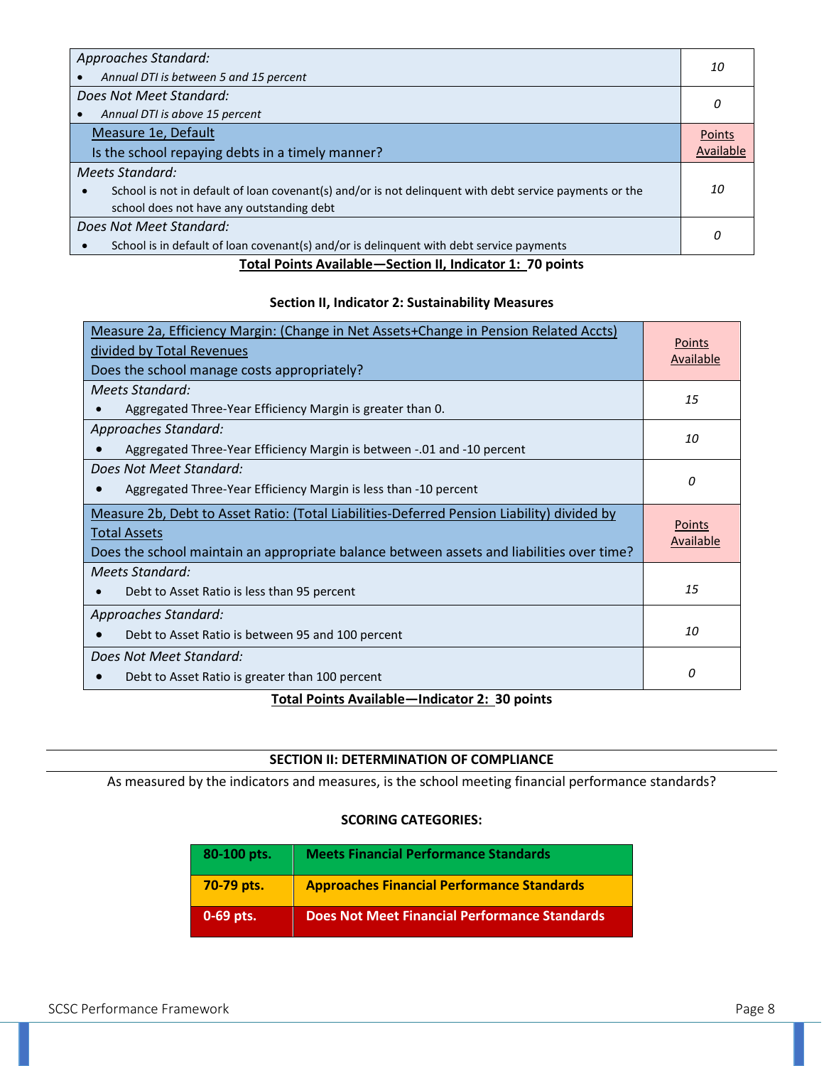| *Approaches Standard:*<br>• *Annual DTI is between 5 and 15 percent* | *10* |
|---|---|
| *Does Not Meet Standard:*<br>• *Annual DTI is above 15 percent* | *0* |
| Measure 1e, Default<br>Is the school repaying debts in a timely manner? | Points Available |
| *Meets Standard:*<br>• School is not in default of loan covenant(s) and/or is not delinquent with debt service payments or the school does not have any outstanding debt | *10* |
| *Does Not Meet Standard:*<br>• School is in default of loan covenant(s) and/or is delinquent with debt service payments | *0* |

**Total Points Available—Section II, Indicator 1: 70 points**

**Section II, Indicator 2: Sustainability Measures**

| Measure 2a, Efficiency Margin: (Change in Net Assets+Change in Pension Related Accts) divided by Total Revenues<br>Does the school manage costs appropriately? | Points Available |
|---|---|
| *Meets Standard:*<br>• Aggregated Three-Year Efficiency Margin is greater than 0. | *15* |
| *Approaches Standard:*<br>• Aggregated Three-Year Efficiency Margin is between -.01 and -10 percent | *10* |
| *Does Not Meet Standard:*<br>• Aggregated Three-Year Efficiency Margin is less than -10 percent | *0* |
| Measure 2b, Debt to Asset Ratio: (Total Liabilities-Deferred Pension Liability) divided by Total Assets<br>Does the school maintain an appropriate balance between assets and liabilities over time? | Points Available |
| *Meets Standard:*<br>• Debt to Asset Ratio is less than 95 percent | *15* |
| *Approaches Standard:*<br>• Debt to Asset Ratio is between 95 and 100 percent | *10* |
| *Does Not Meet Standard:*<br>• Debt to Asset Ratio is greater than 100 percent | *0* |

**Total Points Available—Indicator 2: 30 points**

**SECTION II: DETERMINATION OF COMPLIANCE**

As measured by the indicators and measures, is the school meeting financial performance standards?

**SCORING CATEGORIES:**

| **80-100 pts.** | **Meets Financial Performance Standards** |
|---|---|
| **70-79 pts.** | **Approaches Financial Performance Standards** |
| **0-69 pts.** | **Does Not Meet Financial Performance Standards** |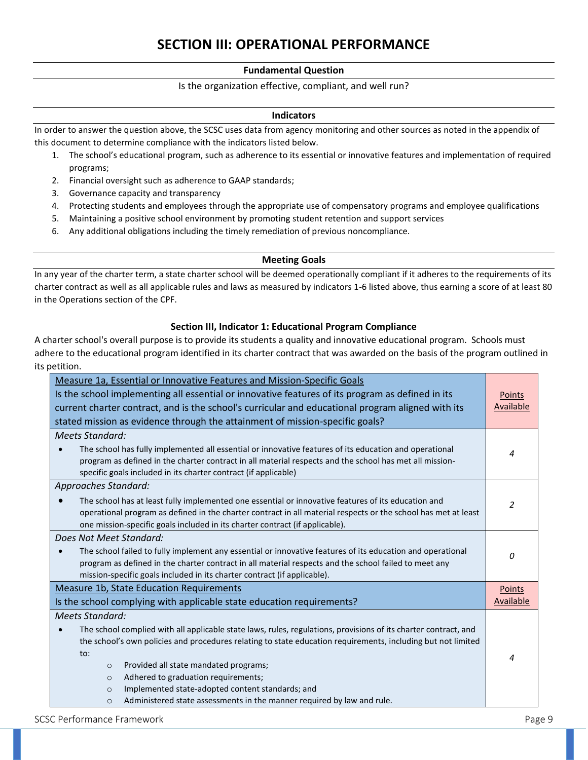# SECTION III: OPERATIONAL PERFORMANCE

**Fundamental Question**

Is the organization effective, compliant, and well run?

**Indicators**

In order to answer the question above, the SCSC uses data from agency monitoring and other sources as noted in the appendix of this document to determine compliance with the indicators listed below.

1. The school's educational program, such as adherence to its essential or innovative features and implementation of required programs;
2. Financial oversight such as adherence to GAAP standards;
3. Governance capacity and transparency
4. Protecting students and employees through the appropriate use of compensatory programs and employee qualifications
5. Maintaining a positive school environment by promoting student retention and support services
6. Any additional obligations including the timely remediation of previous noncompliance.

**Meeting Goals**

In any year of the charter term, a state charter school will be deemed operationally compliant if it adheres to the requirements of its charter contract as well as all applicable rules and laws as measured by indicators 1-6 listed above, thus earning a score of at least 80 in the Operations section of the CPF.

### Section III, Indicator 1: Educational Program Compliance

A charter school's overall purpose is to provide its students a quality and innovative educational program. Schools must adhere to the educational program identified in its charter contract that was awarded on the basis of the program outlined in its petition.

| Measure 1a, Essential or Innovative Features and Mission-Specific Goals<br>Is the school implementing all essential or innovative features of its program as defined in its current charter contract, and is the school's curricular and educational program aligned with its stated mission as evidence through the attainment of mission-specific goals? | Points Available |
|---|---|
| *Meets Standard:*<br>• The school has fully implemented all essential or innovative features of its education and operational program as defined in the charter contract in all material respects and the school has met all mission-specific goals included in its charter contract (if applicable) | *4* |
| *Approaches Standard:*<br>• The school has at least fully implemented one essential or innovative features of its education and operational program as defined in the charter contract in all material respects or the school has met at least one mission-specific goals included in its charter contract (if applicable). | *2* |
| *Does Not Meet Standard:*<br>• The school failed to fully implement any essential or innovative features of its education and operational program as defined in the charter contract in all material respects and the school failed to meet any mission-specific goals included in its charter contract (if applicable). | *0* |
| Measure 1b, State Education Requirements<br>Is the school complying with applicable state education requirements? | Points Available |
| *Meets Standard:*<br>• The school complied with all applicable state laws, rules, regulations, provisions of its charter contract, and the school's own policies and procedures relating to state education requirements, including but not limited to:<br>  ○ Provided all state mandated programs;<br>  ○ Adhered to graduation requirements;<br>  ○ Implemented state-adopted content standards; and<br>  ○ Administered state assessments in the manner required by law and rule. | *4* |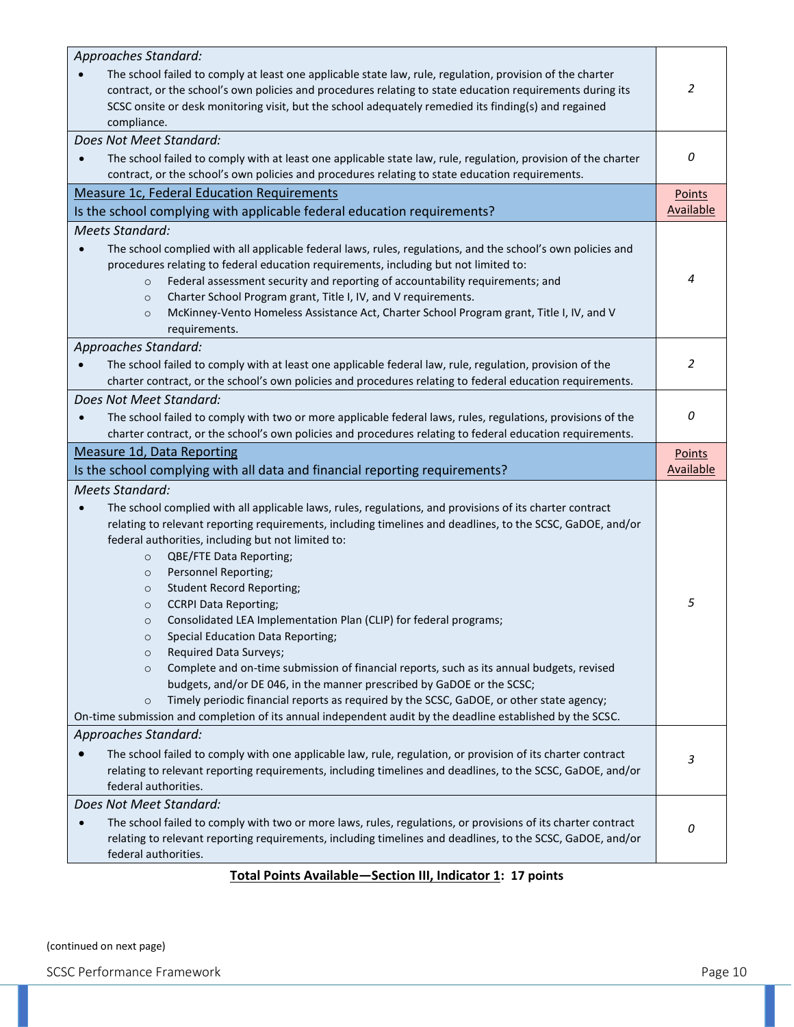| | |
|---|---|
| *Approaches Standard:*<br>• The school failed to comply at least one applicable state law, rule, regulation, provision of the charter contract, or the school's own policies and procedures relating to state education requirements during its SCSC onsite or desk monitoring visit, but the school adequately remedied its finding(s) and regained compliance. | *2* |
| *Does Not Meet Standard:*<br>• The school failed to comply with at least one applicable state law, rule, regulation, provision of the charter contract, or the school's own policies and procedures relating to state education requirements. | *0* |
| <u>Measure 1c, Federal Education Requirements</u><br>Is the school complying with applicable federal education requirements? | <u>Points Available</u> |
| *Meets Standard:*<br>• The school complied with all applicable federal laws, rules, regulations, and the school's own policies and procedures relating to federal education requirements, including but not limited to:<br>  ○ Federal assessment security and reporting of accountability requirements; and<br>  ○ Charter School Program grant, Title I, IV, and V requirements.<br>  ○ McKinney-Vento Homeless Assistance Act, Charter School Program grant, Title I, IV, and V requirements. | *4* |
| *Approaches Standard:*<br>• The school failed to comply with at least one applicable federal law, rule, regulation, provision of the charter contract, or the school's own policies and procedures relating to federal education requirements. | *2* |
| *Does Not Meet Standard:*<br>• The school failed to comply with two or more applicable federal laws, rules, regulations, provisions of the charter contract, or the school's own policies and procedures relating to federal education requirements. | *0* |
| <u>Measure 1d, Data Reporting</u><br>Is the school complying with all data and financial reporting requirements? | <u>Points Available</u> |
| *Meets Standard:*<br>• The school complied with all applicable laws, rules, regulations, and provisions of its charter contract relating to relevant reporting requirements, including timelines and deadlines, to the SCSC, GaDOE, and/or federal authorities, including but not limited to:<br>  ○ QBE/FTE Data Reporting;<br>  ○ Personnel Reporting;<br>  ○ Student Record Reporting;<br>  ○ CCRPI Data Reporting;<br>  ○ Consolidated LEA Implementation Plan (CLIP) for federal programs;<br>  ○ Special Education Data Reporting;<br>  ○ Required Data Surveys;<br>  ○ Complete and on-time submission of financial reports, such as its annual budgets, revised budgets, and/or DE 046, in the manner prescribed by GaDOE or the SCSC;<br>  ○ Timely periodic financial reports as required by the SCSC, GaDOE, or other state agency;<br>On-time submission and completion of its annual independent audit by the deadline established by the SCSC. | *5* |
| *Approaches Standard:*<br>• The school failed to comply with one applicable law, rule, regulation, or provision of its charter contract relating to relevant reporting requirements, including timelines and deadlines, to the SCSC, GaDOE, and/or federal authorities. | *3* |
| *Does Not Meet Standard:*<br>• The school failed to comply with two or more laws, rules, regulations, or provisions of its charter contract relating to relevant reporting requirements, including timelines and deadlines, to the SCSC, GaDOE, and/or federal authorities. | *0* |

**<u>Total Points Available—Section III, Indicator 1</u>: 17 points**

(continued on next page)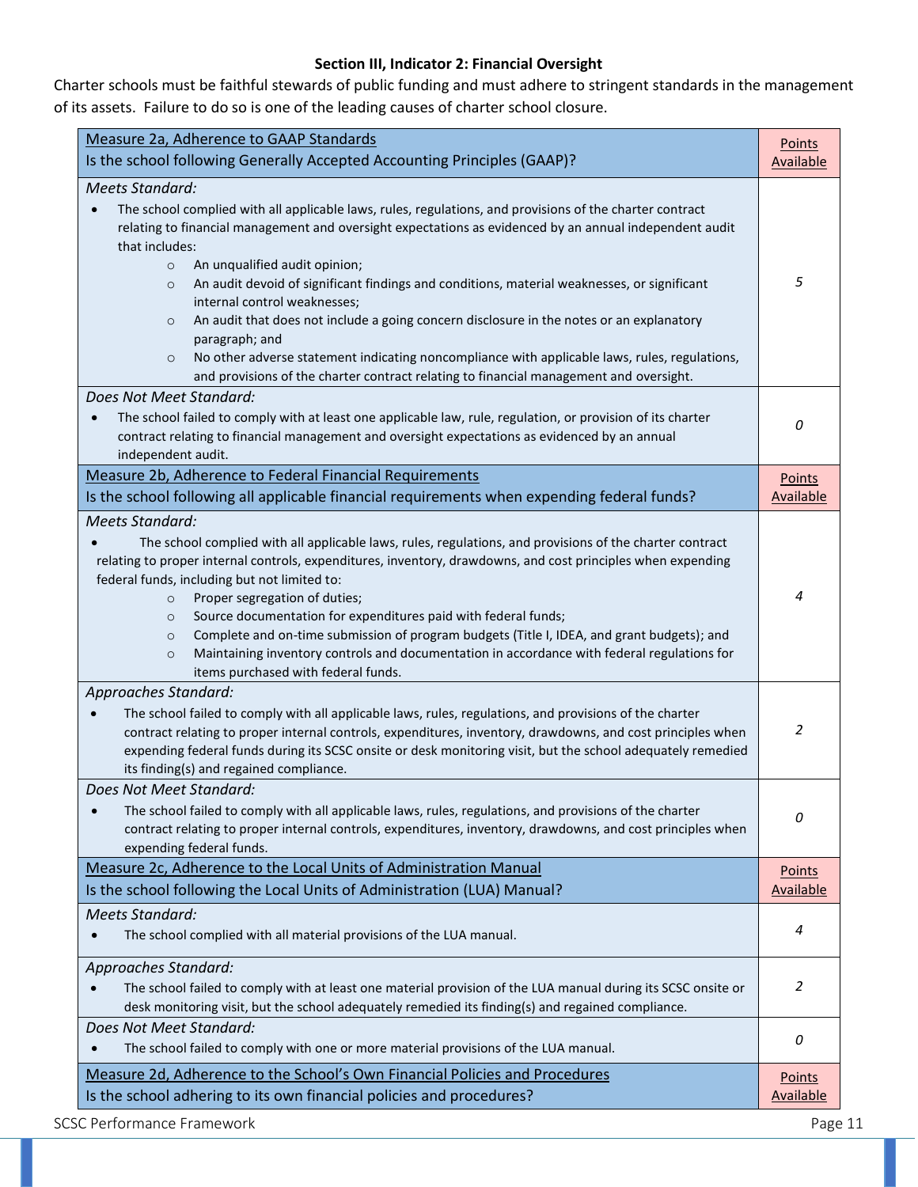### Section III, Indicator 2: Financial Oversight

Charter schools must be faithful stewards of public funding and must adhere to stringent standards in the management of its assets. Failure to do so is one of the leading causes of charter school closure.

| Measure 2a, Adherence to GAAP Standards<br>Is the school following Generally Accepted Accounting Principles (GAAP)? | Points Available |
|---|---|
| *Meets Standard:*<br>• The school complied with all applicable laws, rules, regulations, and provisions of the charter contract relating to financial management and oversight expectations as evidenced by an annual independent audit that includes:<br>○ An unqualified audit opinion;<br>○ An audit devoid of significant findings and conditions, material weaknesses, or significant internal control weaknesses;<br>○ An audit that does not include a going concern disclosure in the notes or an explanatory paragraph; and<br>○ No other adverse statement indicating noncompliance with applicable laws, rules, regulations, and provisions of the charter contract relating to financial management and oversight. | *5* |
| *Does Not Meet Standard:*<br>• The school failed to comply with at least one applicable law, rule, regulation, or provision of its charter contract relating to financial management and oversight expectations as evidenced by an annual independent audit. | *0* |
| **Measure 2b, Adherence to Federal Financial Requirements**<br>**Is the school following all applicable financial requirements when expending federal funds?** | **Points Available** |
| *Meets Standard:*<br>• The school complied with all applicable laws, rules, regulations, and provisions of the charter contract relating to proper internal controls, expenditures, inventory, drawdowns, and cost principles when expending federal funds, including but not limited to:<br>○ Proper segregation of duties;<br>○ Source documentation for expenditures paid with federal funds;<br>○ Complete and on-time submission of program budgets (Title I, IDEA, and grant budgets); and<br>○ Maintaining inventory controls and documentation in accordance with federal regulations for items purchased with federal funds. | *4* |
| *Approaches Standard:*<br>• The school failed to comply with all applicable laws, rules, regulations, and provisions of the charter contract relating to proper internal controls, expenditures, inventory, drawdowns, and cost principles when expending federal funds during its SCSC onsite or desk monitoring visit, but the school adequately remedied its finding(s) and regained compliance. | *2* |
| *Does Not Meet Standard:*<br>• The school failed to comply with all applicable laws, rules, regulations, and provisions of the charter contract relating to proper internal controls, expenditures, inventory, drawdowns, and cost principles when expending federal funds. | *0* |
| **Measure 2c, Adherence to the Local Units of Administration Manual**<br>**Is the school following the Local Units of Administration (LUA) Manual?** | **Points Available** |
| *Meets Standard:*<br>• The school complied with all material provisions of the LUA manual. | *4* |
| *Approaches Standard:*<br>• The school failed to comply with at least one material provision of the LUA manual during its SCSC onsite or desk monitoring visit, but the school adequately remedied its finding(s) and regained compliance. | *2* |
| *Does Not Meet Standard:*<br>• The school failed to comply with one or more material provisions of the LUA manual. | *0* |
| **Measure 2d, Adherence to the School's Own Financial Policies and Procedures**<br>**Is the school adhering to its own financial policies and procedures?** | **Points Available** |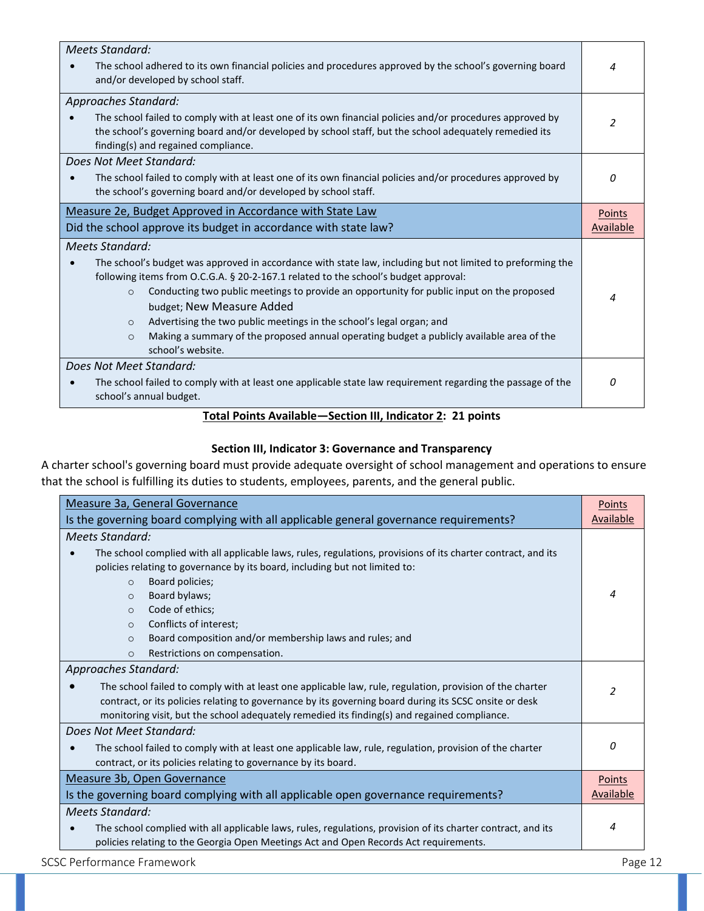| | |
|---|---|
| *Meets Standard:*<br>• The school adhered to its own financial policies and procedures approved by the school's governing board and/or developed by school staff. | *4* |
| *Approaches Standard:*<br>• The school failed to comply with at least one of its own financial policies and/or procedures approved by the school's governing board and/or developed by school staff, but the school adequately remedied its finding(s) and regained compliance. | *2* |
| *Does Not Meet Standard:*<br>• The school failed to comply with at least one of its own financial policies and/or procedures approved by the school's governing board and/or developed by school staff. | *0* |
| Measure 2e, Budget Approved in Accordance with State Law<br>Did the school approve its budget in accordance with state law? | Points Available |
| *Meets Standard:*<br>• The school's budget was approved in accordance with state law, including but not limited to preforming the following items from O.C.G.A. § 20-2-167.1 related to the school's budget approval:<br>  ○ Conducting two public meetings to provide an opportunity for public input on the proposed budget; New Measure Added<br>  ○ Advertising the two public meetings in the school's legal organ; and<br>  ○ Making a summary of the proposed annual operating budget a publicly available area of the school's website. | *4* |
| *Does Not Meet Standard:*<br>• The school failed to comply with at least one applicable state law requirement regarding the passage of the school's annual budget. | *0* |

**Total Points Available—Section III, Indicator 2: 21 points**

### Section III, Indicator 3: Governance and Transparency

A charter school's governing board must provide adequate oversight of school management and operations to ensure that the school is fulfilling its duties to students, employees, parents, and the general public.

| | |
|---|---|
| Measure 3a, General Governance<br>Is the governing board complying with all applicable general governance requirements? | Points Available |
| *Meets Standard:*<br>• The school complied with all applicable laws, rules, regulations, provisions of its charter contract, and its policies relating to governance by its board, including but not limited to:<br>  ○ Board policies;<br>  ○ Board bylaws;<br>  ○ Code of ethics;<br>  ○ Conflicts of interest;<br>  ○ Board composition and/or membership laws and rules; and<br>  ○ Restrictions on compensation. | *4* |
| *Approaches Standard:*<br>• The school failed to comply with at least one applicable law, rule, regulation, provision of the charter contract, or its policies relating to governance by its governing board during its SCSC onsite or desk monitoring visit, but the school adequately remedied its finding(s) and regained compliance. | *2* |
| *Does Not Meet Standard:*<br>• The school failed to comply with at least one applicable law, rule, regulation, provision of the charter contract, or its policies relating to governance by its board. | *0* |
| Measure 3b, Open Governance<br>Is the governing board complying with all applicable open governance requirements? | Points Available |
| *Meets Standard:*<br>• The school complied with all applicable laws, rules, regulations, provision of its charter contract, and its policies relating to the Georgia Open Meetings Act and Open Records Act requirements. | *4* |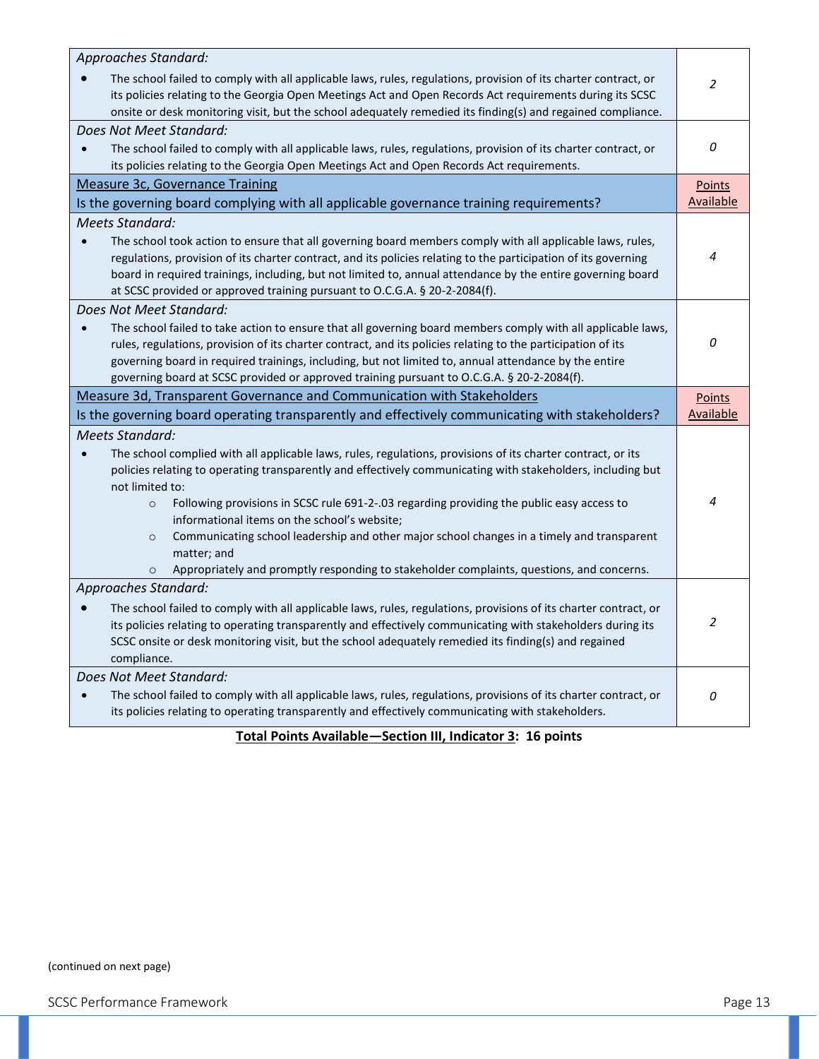| | |
|---|---|
| *Approaches Standard:*<br>• The school failed to comply with all applicable laws, rules, regulations, provision of its charter contract, or its policies relating to the Georgia Open Meetings Act and Open Records Act requirements during its SCSC onsite or desk monitoring visit, but the school adequately remedied its finding(s) and regained compliance. | *2* |
| *Does Not Meet Standard:*<br>• The school failed to comply with all applicable laws, rules, regulations, provision of its charter contract, or its policies relating to the Georgia Open Meetings Act and Open Records Act requirements. | *0* |
| <u>Measure 3c, Governance Training</u><br>Is the governing board complying with all applicable governance training requirements? | <u>Points Available</u> |
| *Meets Standard:*<br>• The school took action to ensure that all governing board members comply with all applicable laws, rules, regulations, provision of its charter contract, and its policies relating to the participation of its governing board in required trainings, including, but not limited to, annual attendance by the entire governing board at SCSC provided or approved training pursuant to O.C.G.A. § 20-2-2084(f). | *4* |
| *Does Not Meet Standard:*<br>• The school failed to take action to ensure that all governing board members comply with all applicable laws, rules, regulations, provision of its charter contract, and its policies relating to the participation of its governing board in required trainings, including, but not limited to, annual attendance by the entire governing board at SCSC provided or approved training pursuant to O.C.G.A. § 20-2-2084(f). | *0* |
| <u>Measure 3d, Transparent Governance and Communication with Stakeholders</u><br>Is the governing board operating transparently and effectively communicating with stakeholders? | <u>Points Available</u> |
| *Meets Standard:*<br>• The school complied with all applicable laws, rules, regulations, provisions of its charter contract, or its policies relating to operating transparently and effectively communicating with stakeholders, including but not limited to:<br>  ○ Following provisions in SCSC rule 691-2-.03 regarding providing the public easy access to informational items on the school's website;<br>  ○ Communicating school leadership and other major school changes in a timely and transparent matter; and<br>  ○ Appropriately and promptly responding to stakeholder complaints, questions, and concerns. | *4* |
| *Approaches Standard:*<br>• The school failed to comply with all applicable laws, rules, regulations, provisions of its charter contract, or its policies relating to operating transparently and effectively communicating with stakeholders during its SCSC onsite or desk monitoring visit, but the school adequately remedied its finding(s) and regained compliance. | *2* |
| *Does Not Meet Standard:*<br>• The school failed to comply with all applicable laws, rules, regulations, provisions of its charter contract, or its policies relating to operating transparently and effectively communicating with stakeholders. | *0* |

**<u>Total Points Available—Section III, Indicator 3</u>: 16 points**

(continued on next page)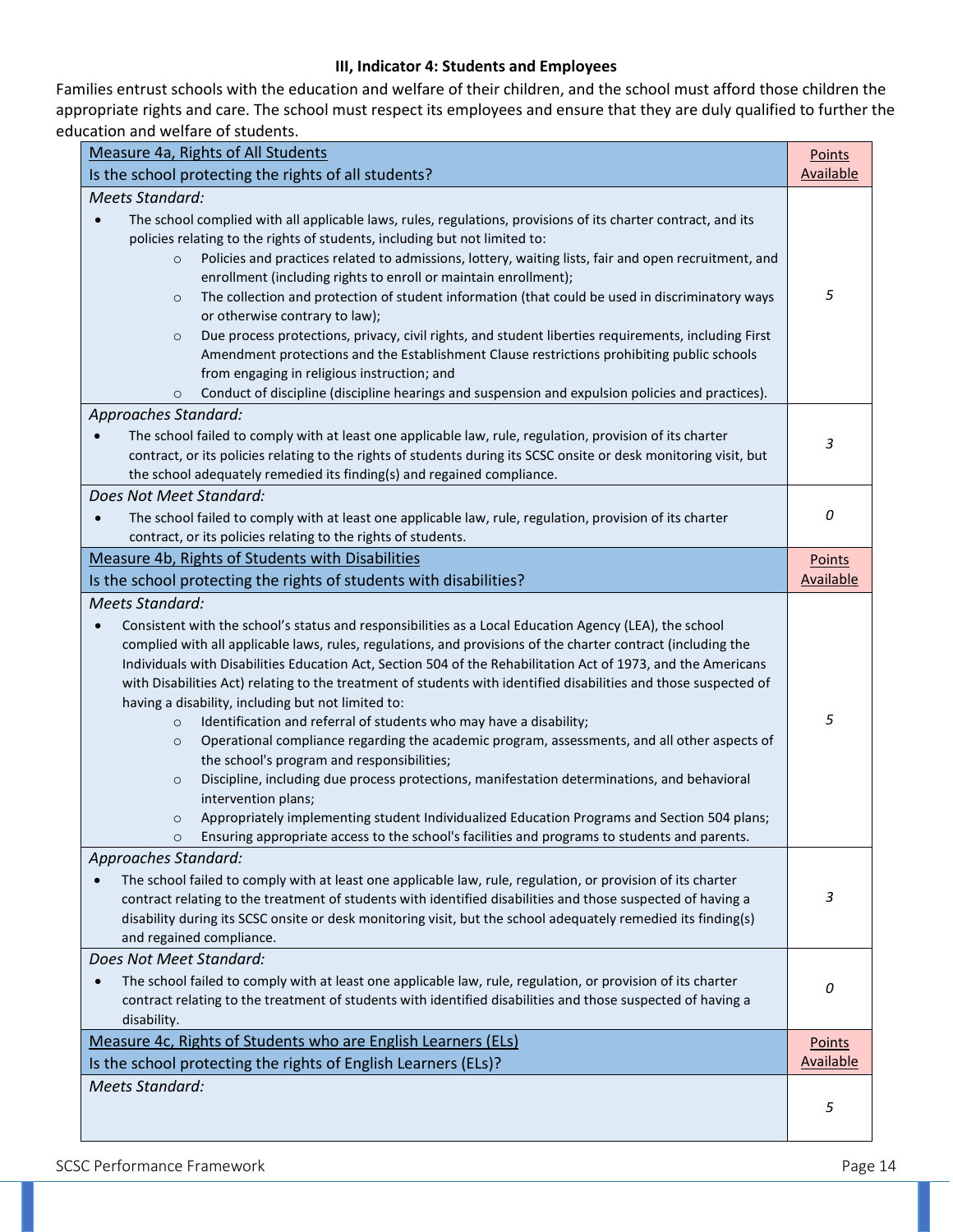### III, Indicator 4: Students and Employees

Families entrust schools with the education and welfare of their children, and the school must afford those children the appropriate rights and care. The school must respect its employees and ensure that they are duly qualified to further the education and welfare of students.

| Measure 4a, Rights of All Students<br>Is the school protecting the rights of all students? | Points Available |
|---|---|
| *Meets Standard:*<br>• The school complied with all applicable laws, rules, regulations, provisions of its charter contract, and its policies relating to the rights of students, including but not limited to:<br>  ○ Policies and practices related to admissions, lottery, waiting lists, fair and open recruitment, and enrollment (including rights to enroll or maintain enrollment);<br>  ○ The collection and protection of student information (that could be used in discriminatory ways or otherwise contrary to law);<br>  ○ Due process protections, privacy, civil rights, and student liberties requirements, including First Amendment protections and the Establishment Clause restrictions prohibiting public schools from engaging in religious instruction; and<br>  ○ Conduct of discipline (discipline hearings and suspension and expulsion policies and practices). | *5* |
| *Approaches Standard:*<br>• The school failed to comply with at least one applicable law, rule, regulation, provision of its charter contract, or its policies relating to the rights of students during its SCSC onsite or desk monitoring visit, but the school adequately remedied its finding(s) and regained compliance. | *3* |
| *Does Not Meet Standard:*<br>• The school failed to comply with at least one applicable law, rule, regulation, provision of its charter contract, or its policies relating to the rights of students. | *0* |
| **Measure 4b, Rights of Students with Disabilities**<br>**Is the school protecting the rights of students with disabilities?** | **Points Available** |
| *Meets Standard:*<br>• Consistent with the school's status and responsibilities as a Local Education Agency (LEA), the school complied with all applicable laws, rules, regulations, and provisions of the charter contract (including the Individuals with Disabilities Education Act, Section 504 of the Rehabilitation Act of 1973, and the Americans with Disabilities Act) relating to the treatment of students with identified disabilities and those suspected of having a disability, including but not limited to:<br>  ○ Identification and referral of students who may have a disability;<br>  ○ Operational compliance regarding the academic program, assessments, and all other aspects of the school's program and responsibilities;<br>  ○ Discipline, including due process protections, manifestation determinations, and behavioral intervention plans;<br>  ○ Appropriately implementing student Individualized Education Programs and Section 504 plans;<br>  ○ Ensuring appropriate access to the school's facilities and programs to students and parents. | *5* |
| *Approaches Standard:*<br>• The school failed to comply with at least one applicable law, rule, regulation, or provision of its charter contract relating to the treatment of students with identified disabilities and those suspected of having a disability during its SCSC onsite or desk monitoring visit, but the school adequately remedied its finding(s) and regained compliance. | *3* |
| *Does Not Meet Standard:*<br>• The school failed to comply with at least one applicable law, rule, regulation, or provision of its charter contract relating to the treatment of students with identified disabilities and those suspected of having a disability. | *0* |
| **Measure 4c, Rights of Students who are English Learners (ELs)**<br>**Is the school protecting the rights of English Learners (ELs)?** | **Points Available** |
| *Meets Standard:* | *5* |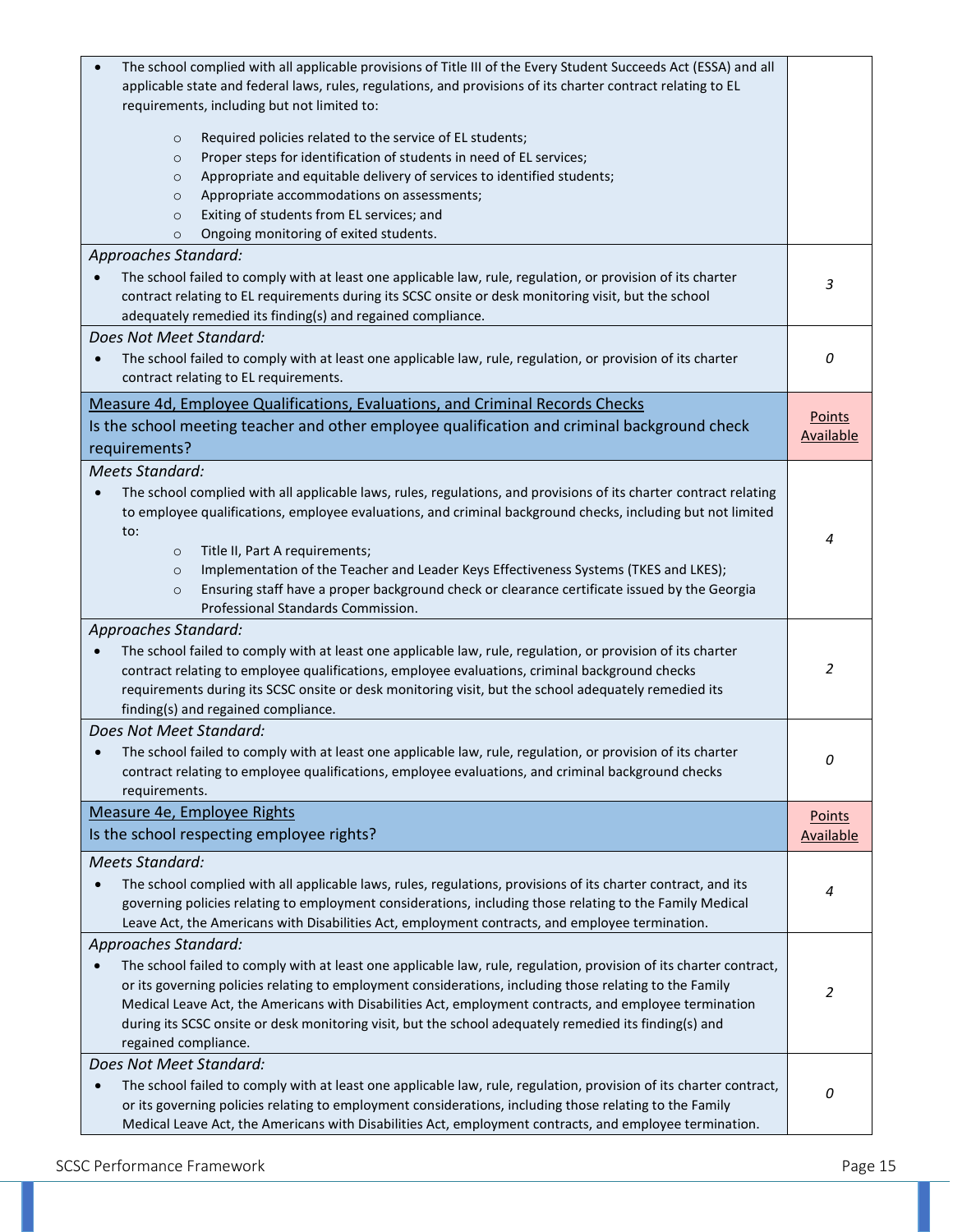| | |
|---|---|
| • The school complied with all applicable provisions of Title III of the Every Student Succeeds Act (ESSA) and all applicable state and federal laws, rules, regulations, and provisions of its charter contract relating to EL requirements, including but not limited to:<br>○ Required policies related to the service of EL students;<br>○ Proper steps for identification of students in need of EL services;<br>○ Appropriate and equitable delivery of services to identified students;<br>○ Appropriate accommodations on assessments;<br>○ Exiting of students from EL services; and<br>○ Ongoing monitoring of exited students. | |
| *Approaches Standard:*<br>• The school failed to comply with at least one applicable law, rule, regulation, or provision of its charter contract relating to EL requirements during its SCSC onsite or desk monitoring visit, but the school adequately remedied its finding(s) and regained compliance. | *3* |
| *Does Not Meet Standard:*<br>• The school failed to comply with at least one applicable law, rule, regulation, or provision of its charter contract relating to EL requirements. | *0* |
| Measure 4d, Employee Qualifications, Evaluations, and Criminal Records Checks<br>Is the school meeting teacher and other employee qualification and criminal background check requirements? | Points Available |
| *Meets Standard:*<br>• The school complied with all applicable laws, rules, regulations, and provisions of its charter contract relating to employee qualifications, employee evaluations, and criminal background checks, including but not limited to:<br>○ Title II, Part A requirements;<br>○ Implementation of the Teacher and Leader Keys Effectiveness Systems (TKES and LKES);<br>○ Ensuring staff have a proper background check or clearance certificate issued by the Georgia Professional Standards Commission. | *4* |
| *Approaches Standard:*<br>• The school failed to comply with at least one applicable law, rule, regulation, or provision of its charter contract relating to employee qualifications, employee evaluations, criminal background checks requirements during its SCSC onsite or desk monitoring visit, but the school adequately remedied its finding(s) and regained compliance. | *2* |
| *Does Not Meet Standard:*<br>• The school failed to comply with at least one applicable law, rule, regulation, or provision of its charter contract relating to employee qualifications, employee evaluations, and criminal background checks requirements. | *0* |
| Measure 4e, Employee Rights<br>Is the school respecting employee rights? | Points Available |
| *Meets Standard:*<br>• The school complied with all applicable laws, rules, regulations, provisions of its charter contract, and its governing policies relating to employment considerations, including those relating to the Family Medical Leave Act, the Americans with Disabilities Act, employment contracts, and employee termination. | *4* |
| *Approaches Standard:*<br>• The school failed to comply with at least one applicable law, rule, regulation, provision of its charter contract, or its governing policies relating to employment considerations, including those relating to the Family Medical Leave Act, the Americans with Disabilities Act, employment contracts, and employee termination during its SCSC onsite or desk monitoring visit, but the school adequately remedied its finding(s) and regained compliance. | *2* |
| *Does Not Meet Standard:*<br>• The school failed to comply with at least one applicable law, rule, regulation, provision of its charter contract, or its governing policies relating to employment considerations, including those relating to the Family Medical Leave Act, the Americans with Disabilities Act, employment contracts, and employee termination. | *0* |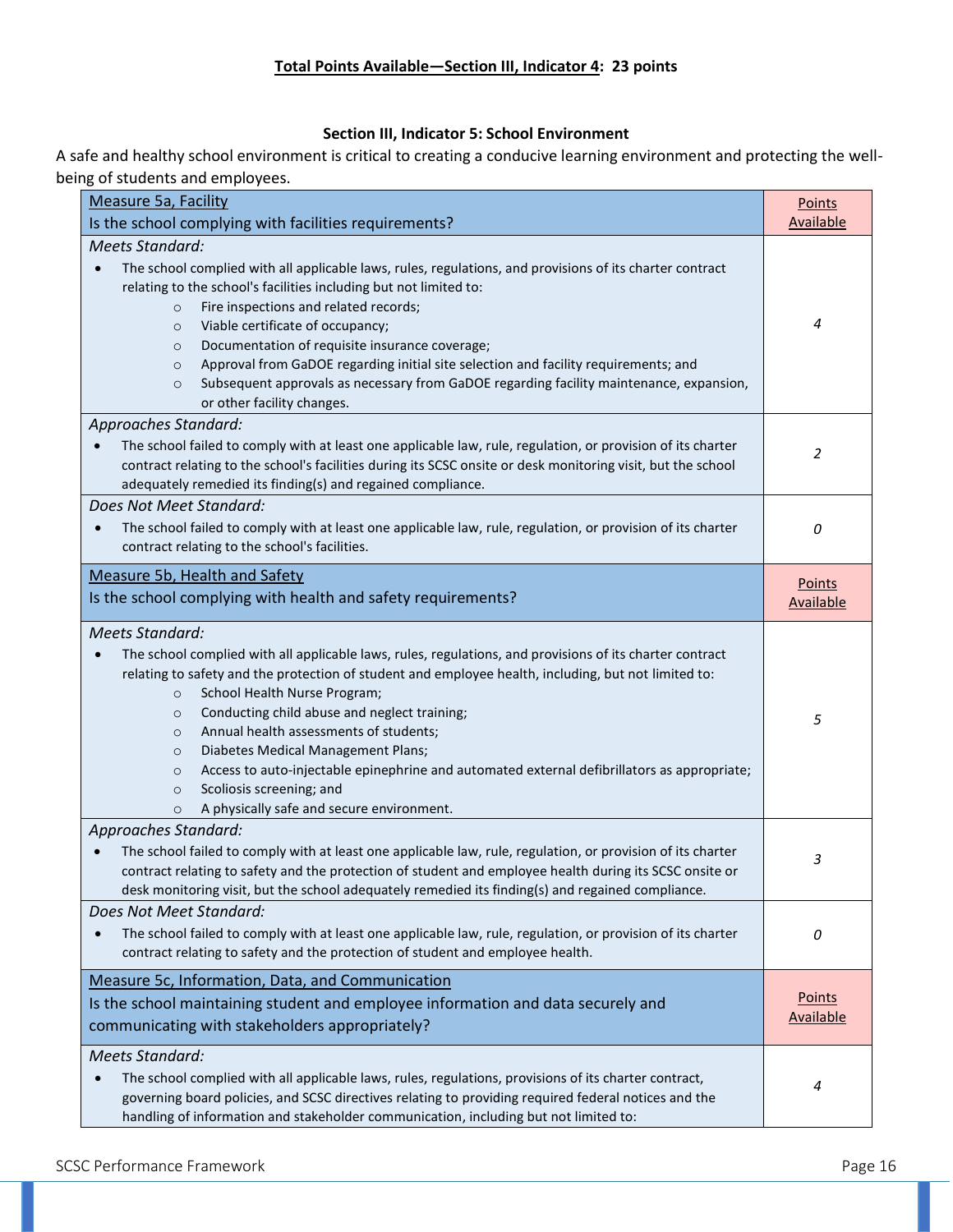**Total Points Available—Section III, Indicator 4: 23 points**

### Section III, Indicator 5: School Environment

A safe and healthy school environment is critical to creating a conducive learning environment and protecting the well-being of students and employees.

| Measure 5a, Facility<br>Is the school complying with facilities requirements? | Points Available |
|---|---|
| *Meets Standard:*<br>• The school complied with all applicable laws, rules, regulations, and provisions of its charter contract relating to the school's facilities including but not limited to:<br>  ○ Fire inspections and related records;<br>  ○ Viable certificate of occupancy;<br>  ○ Documentation of requisite insurance coverage;<br>  ○ Approval from GaDOE regarding initial site selection and facility requirements; and<br>  ○ Subsequent approvals as necessary from GaDOE regarding facility maintenance, expansion, or other facility changes. | *4* |
| *Approaches Standard:*<br>• The school failed to comply with at least one applicable law, rule, regulation, or provision of its charter contract relating to the school's facilities during its SCSC onsite or desk monitoring visit, but the school adequately remedied its finding(s) and regained compliance. | *2* |
| *Does Not Meet Standard:*<br>• The school failed to comply with at least one applicable law, rule, regulation, or provision of its charter contract relating to the school's facilities. | *0* |

| Measure 5b, Health and Safety<br>Is the school complying with health and safety requirements? | Points Available |
|---|---|
| *Meets Standard:*<br>• The school complied with all applicable laws, rules, regulations, and provisions of its charter contract relating to safety and the protection of student and employee health, including, but not limited to:<br>  ○ School Health Nurse Program;<br>  ○ Conducting child abuse and neglect training;<br>  ○ Annual health assessments of students;<br>  ○ Diabetes Medical Management Plans;<br>  ○ Access to auto-injectable epinephrine and automated external defibrillators as appropriate;<br>  ○ Scoliosis screening; and<br>  ○ A physically safe and secure environment. | *5* |
| *Approaches Standard:*<br>• The school failed to comply with at least one applicable law, rule, regulation, or provision of its charter contract relating to safety and the protection of student and employee health during its SCSC onsite or desk monitoring visit, but the school adequately remedied its finding(s) and regained compliance. | *3* |
| *Does Not Meet Standard:*<br>• The school failed to comply with at least one applicable law, rule, regulation, or provision of its charter contract relating to safety and the protection of student and employee health. | *0* |

| Measure 5c, Information, Data, and Communication<br>Is the school maintaining student and employee information and data securely and communicating with stakeholders appropriately? | Points Available |
|---|---|
| *Meets Standard:*<br>• The school complied with all applicable laws, rules, regulations, provisions of its charter contract, governing board policies, and SCSC directives relating to providing required federal notices and the handling of information and stakeholder communication, including but not limited to: | *4* |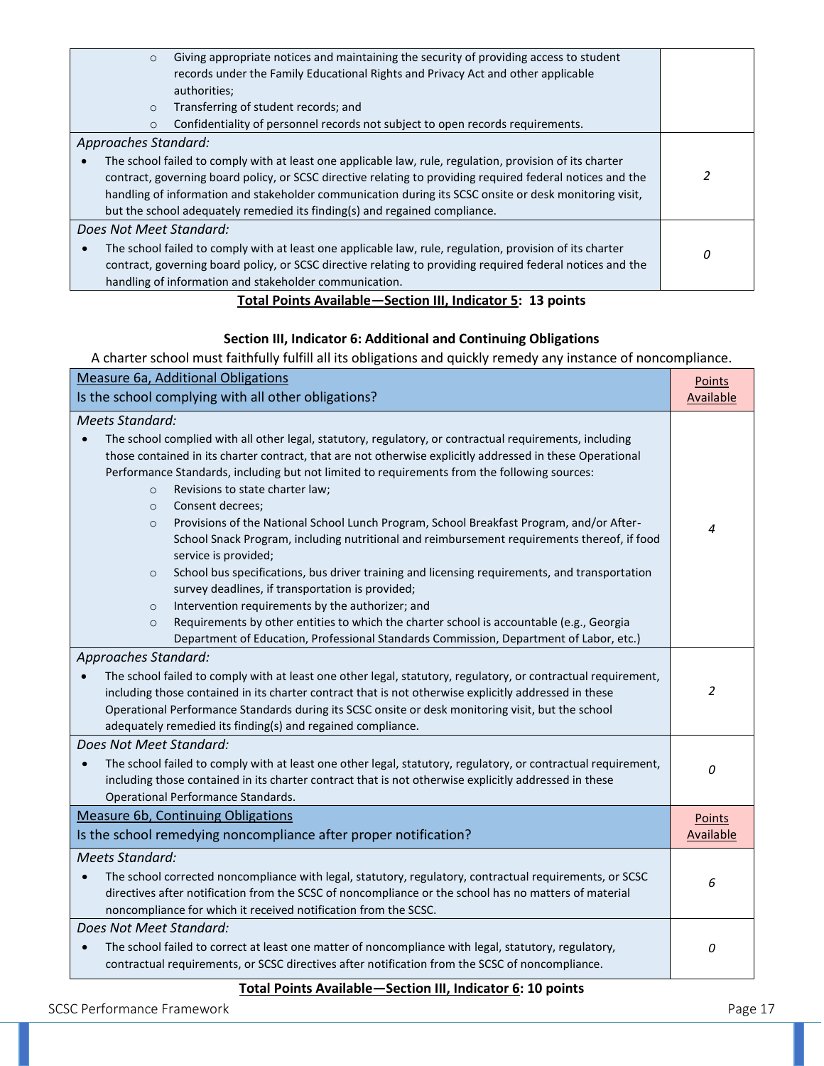| | |
|---|---|
| ◦ Giving appropriate notices and maintaining the security of providing access to student records under the Family Educational Rights and Privacy Act and other applicable authorities;<br>◦ Transferring of student records; and<br>◦ Confidentiality of personnel records not subject to open records requirements. | |
| *Approaches Standard:*<br>• The school failed to comply with at least one applicable law, rule, regulation, provision of its charter contract, governing board policy, or SCSC directive relating to providing required federal notices and the handling of information and stakeholder communication during its SCSC onsite or desk monitoring visit, but the school adequately remedied its finding(s) and regained compliance. | *2* |
| *Does Not Meet Standard:*<br>• The school failed to comply with at least one applicable law, rule, regulation, provision of its charter contract, governing board policy, or SCSC directive relating to providing required federal notices and the handling of information and stakeholder communication. | *0* |

**Total Points Available—Section III, Indicator 5: 13 points**

### Section III, Indicator 6: Additional and Continuing Obligations

A charter school must faithfully fulfill all its obligations and quickly remedy any instance of noncompliance.

| Measure 6a, Additional Obligations<br>Is the school complying with all other obligations? | Points Available |
|---|---|
| *Meets Standard:*<br>• The school complied with all other legal, statutory, regulatory, or contractual requirements, including those contained in its charter contract, that are not otherwise explicitly addressed in these Operational Performance Standards, including but not limited to requirements from the following sources:<br>◦ Revisions to state charter law;<br>◦ Consent decrees;<br>◦ Provisions of the National School Lunch Program, School Breakfast Program, and/or After-School Snack Program, including nutritional and reimbursement requirements thereof, if food service is provided;<br>◦ School bus specifications, bus driver training and licensing requirements, and transportation survey deadlines, if transportation is provided;<br>◦ Intervention requirements by the authorizer; and<br>◦ Requirements by other entities to which the charter school is accountable (e.g., Georgia Department of Education, Professional Standards Commission, Department of Labor, etc.) | *4* |
| *Approaches Standard:*<br>• The school failed to comply with at least one other legal, statutory, regulatory, or contractual requirement, including those contained in its charter contract that is not otherwise explicitly addressed in these Operational Performance Standards during its SCSC onsite or desk monitoring visit, but the school adequately remedied its finding(s) and regained compliance. | *2* |
| *Does Not Meet Standard:*<br>• The school failed to comply with at least one other legal, statutory, regulatory, or contractual requirement, including those contained in its charter contract that is not otherwise explicitly addressed in these Operational Performance Standards. | *0* |
| Measure 6b, Continuing Obligations<br>Is the school remedying noncompliance after proper notification? | Points Available |
| *Meets Standard:*<br>• The school corrected noncompliance with legal, statutory, regulatory, contractual requirements, or SCSC directives after notification from the SCSC of noncompliance or the school has no matters of material noncompliance for which it received notification from the SCSC. | *6* |
| *Does Not Meet Standard:*<br>• The school failed to correct at least one matter of noncompliance with legal, statutory, regulatory, contractual requirements, or SCSC directives after notification from the SCSC of noncompliance. | *0* |

**Total Points Available—Section III, Indicator 6: 10 points**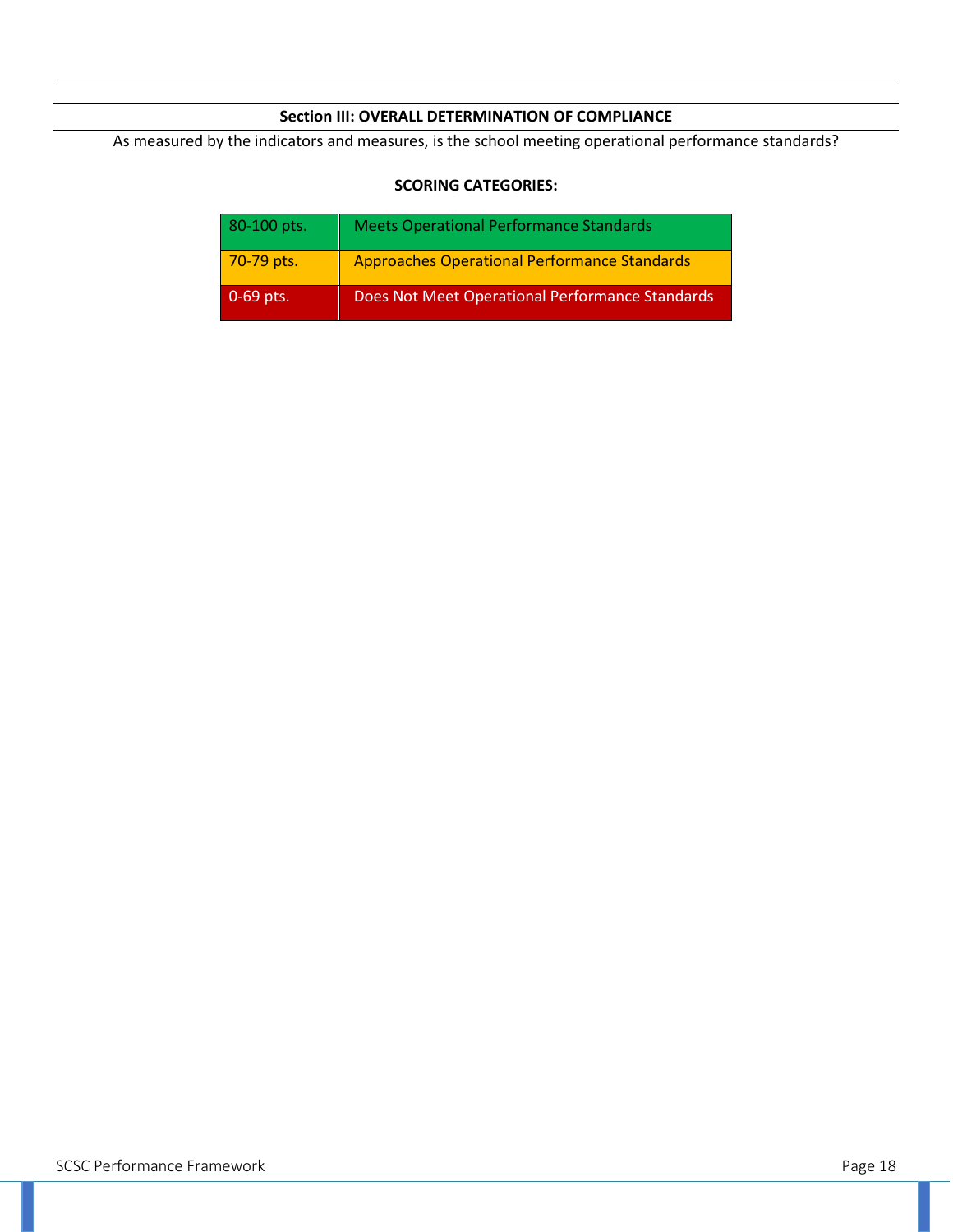## Section III: OVERALL DETERMINATION OF COMPLIANCE

As measured by the indicators and measures, is the school meeting operational performance standards?

**SCORING CATEGORIES:**

| | |
|---|---|
| 80-100 pts. | Meets Operational Performance Standards |
| 70-79 pts. | Approaches Operational Performance Standards |
| 0-69 pts. | Does Not Meet Operational Performance Standards |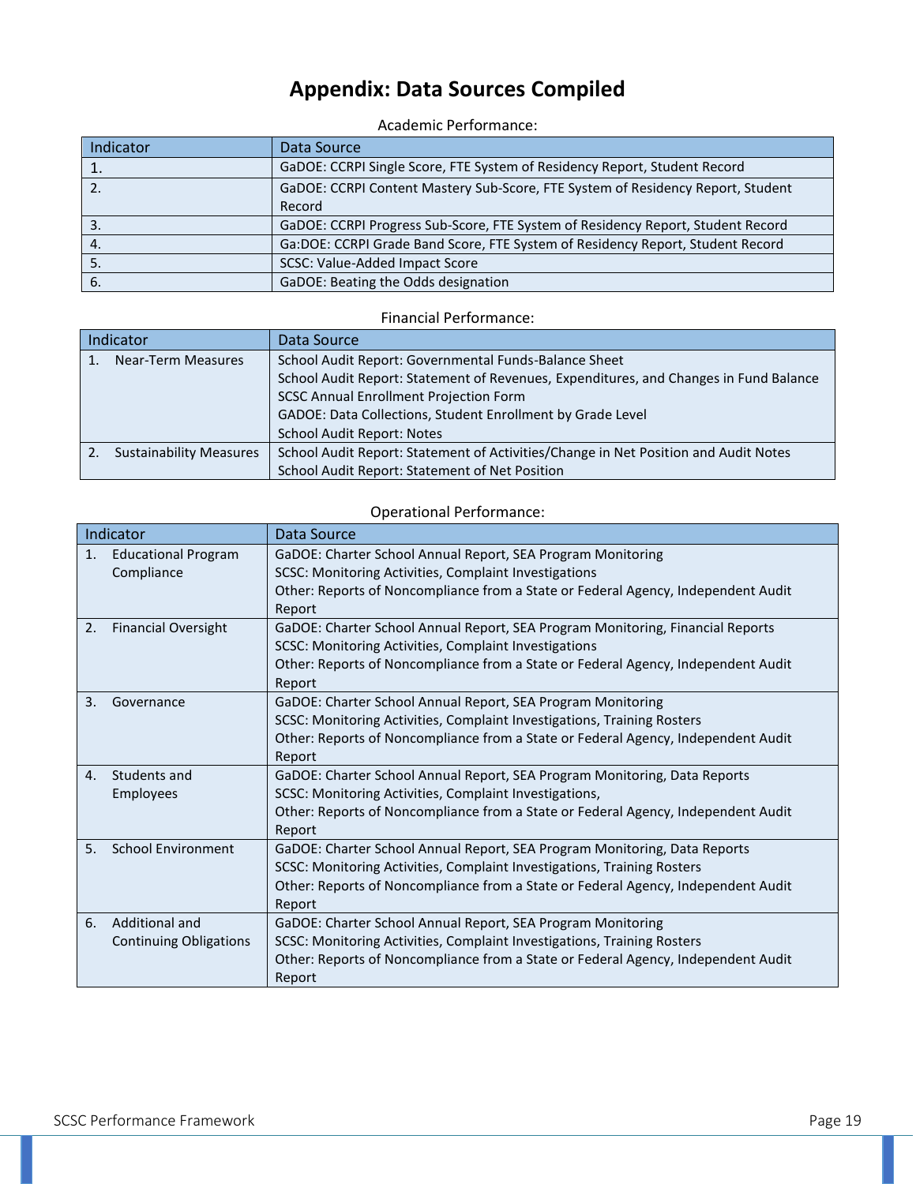# Appendix: Data Sources Compiled

Academic Performance:

| Indicator | Data Source |
|---|---|
| 1. | GaDOE: CCRPI Single Score, FTE System of Residency Report, Student Record |
| 2. | GaDOE: CCRPI Content Mastery Sub-Score, FTE System of Residency Report, Student Record |
| 3. | GaDOE: CCRPI Progress Sub-Score, FTE System of Residency Report, Student Record |
| 4. | Ga:DOE: CCRPI Grade Band Score, FTE System of Residency Report, Student Record |
| 5. | SCSC: Value-Added Impact Score |
| 6. | GaDOE: Beating the Odds designation |

Financial Performance:

| Indicator | Data Source |
|---|---|
| 1. Near-Term Measures | School Audit Report: Governmental Funds-Balance Sheet<br>School Audit Report: Statement of Revenues, Expenditures, and Changes in Fund Balance<br>SCSC Annual Enrollment Projection Form<br>GADOE: Data Collections, Student Enrollment by Grade Level<br>School Audit Report: Notes |
| 2. Sustainability Measures | School Audit Report: Statement of Activities/Change in Net Position and Audit Notes<br>School Audit Report: Statement of Net Position |

Operational Performance:

| Indicator | Data Source |
|---|---|
| 1. Educational Program Compliance | GaDOE: Charter School Annual Report, SEA Program Monitoring<br>SCSC: Monitoring Activities, Complaint Investigations<br>Other: Reports of Noncompliance from a State or Federal Agency, Independent Audit Report |
| 2. Financial Oversight | GaDOE: Charter School Annual Report, SEA Program Monitoring, Financial Reports<br>SCSC: Monitoring Activities, Complaint Investigations<br>Other: Reports of Noncompliance from a State or Federal Agency, Independent Audit Report |
| 3. Governance | GaDOE: Charter School Annual Report, SEA Program Monitoring<br>SCSC: Monitoring Activities, Complaint Investigations, Training Rosters<br>Other: Reports of Noncompliance from a State or Federal Agency, Independent Audit Report |
| 4. Students and Employees | GaDOE: Charter School Annual Report, SEA Program Monitoring, Data Reports<br>SCSC: Monitoring Activities, Complaint Investigations,<br>Other: Reports of Noncompliance from a State or Federal Agency, Independent Audit Report |
| 5. School Environment | GaDOE: Charter School Annual Report, SEA Program Monitoring, Data Reports<br>SCSC: Monitoring Activities, Complaint Investigations, Training Rosters<br>Other: Reports of Noncompliance from a State or Federal Agency, Independent Audit Report |
| 6. Additional and Continuing Obligations | GaDOE: Charter School Annual Report, SEA Program Monitoring<br>SCSC: Monitoring Activities, Complaint Investigations, Training Rosters<br>Other: Reports of Noncompliance from a State or Federal Agency, Independent Audit Report |